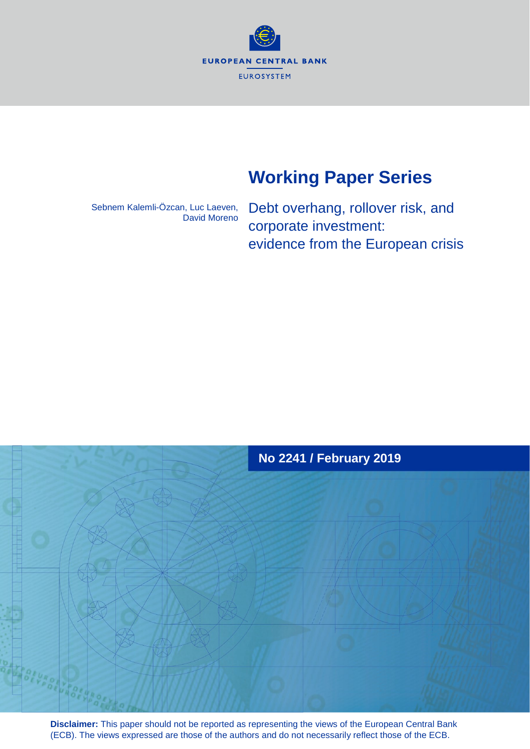EUROPEAN CENTRAL BANK

EUROSYSTEM

# Working Paper Series

Sebnem Kalemli-Özcan, Luc Laeven, David Moreno

## Debt overhang, rollover risk, and corporate investment: evidence from the European crisis

**No 2241 / February 2019**

**Disclaimer:** This paper should not be reported as representing the views of the European Central Bank (ECB). The views expressed are those of the authors and do not necessarily reflect those of the ECB.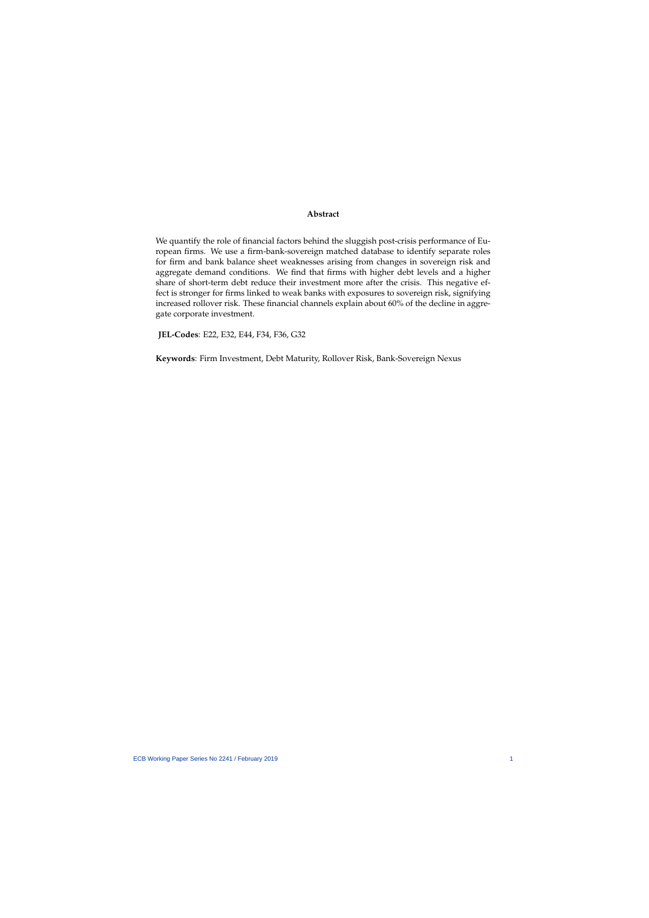## Abstract

We quantify the role of financial factors behind the sluggish post-crisis performance of European firms. We use a firm-bank-sovereign matched database to identify separate roles for firm and bank balance sheet weaknesses arising from changes in sovereign risk and aggregate demand conditions. We find that firms with higher debt levels and a higher share of short-term debt reduce their investment more after the crisis. This negative effect is stronger for firms linked to weak banks with exposures to sovereign risk, signifying increased rollover risk. These financial channels explain about 60% of the decline in aggregate corporate investment.

**JEL-Codes**: E22, E32, E44, F34, F36, G32

**Keywords**: Firm Investment, Debt Maturity, Rollover Risk, Bank-Sovereign Nexus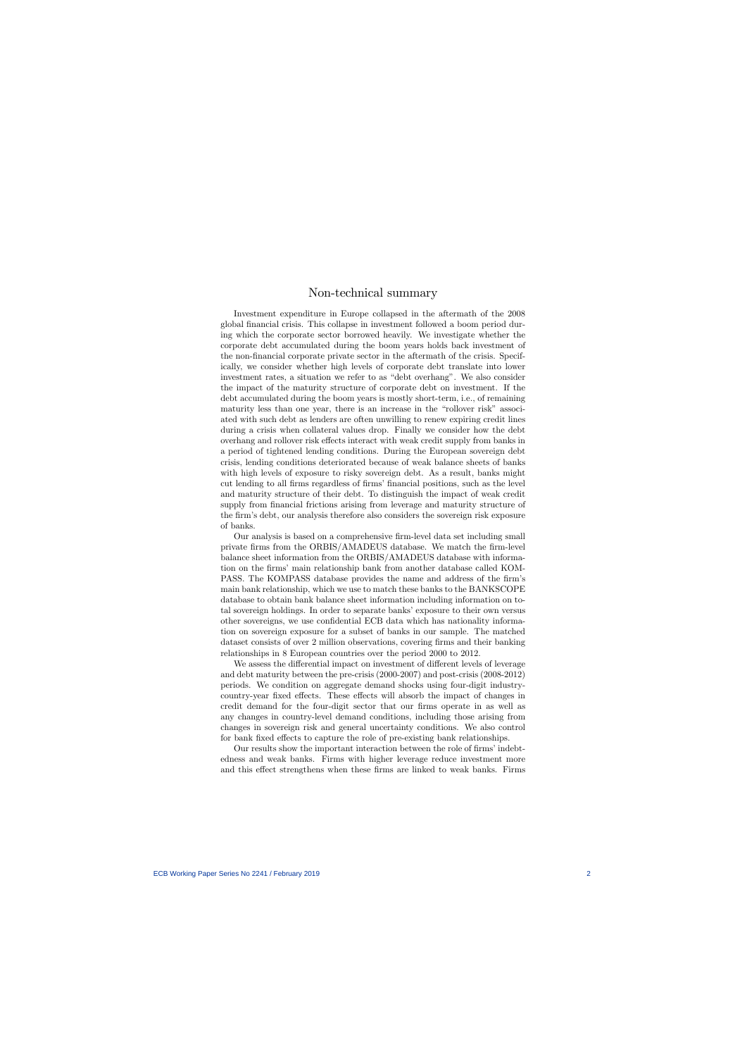# Non-technical summary

Investment expenditure in Europe collapsed in the aftermath of the 2008 global financial crisis. This collapse in investment followed a boom period during which the corporate sector borrowed heavily. We investigate whether the corporate debt accumulated during the boom years holds back investment of the non-financial corporate private sector in the aftermath of the crisis. Specifically, we consider whether high levels of corporate debt translate into lower investment rates, a situation we refer to as "debt overhang". We also consider the impact of the maturity structure of corporate debt on investment. If the debt accumulated during the boom years is mostly short-term, i.e., of remaining maturity less than one year, there is an increase in the "rollover risk" associated with such debt as lenders are often unwilling to renew expiring credit lines during a crisis when collateral values drop. Finally we consider how the debt overhang and rollover risk effects interact with weak credit supply from banks in a period of tightened lending conditions. During the European sovereign debt crisis, lending conditions deteriorated because of weak balance sheets of banks with high levels of exposure to risky sovereign debt. As a result, banks might cut lending to all firms regardless of firms' financial positions, such as the level and maturity structure of their debt. To distinguish the impact of weak credit supply from financial frictions arising from leverage and maturity structure of the firm's debt, our analysis therefore also considers the sovereign risk exposure of banks.

Our analysis is based on a comprehensive firm-level data set including small private firms from the ORBIS/AMADEUS database. We match the firm-level balance sheet information from the ORBIS/AMADEUS database with information on the firms' main relationship bank from another database called KOMPASS. The KOMPASS database provides the name and address of the firm's main bank relationship, which we use to match these banks to the BANKSCOPE database to obtain bank balance sheet information including information on total sovereign holdings. In order to separate banks' exposure to their own versus other sovereigns, we use confidential ECB data which has nationality information on sovereign exposure for a subset of banks in our sample. The matched dataset consists of over 2 million observations, covering firms and their banking relationships in 8 European countries over the period 2000 to 2012.

We assess the differential impact on investment of different levels of leverage and debt maturity between the pre-crisis (2000-2007) and post-crisis (2008-2012) periods. We condition on aggregate demand shocks using four-digit industry-country-year fixed effects. These effects will absorb the impact of changes in credit demand for the four-digit sector that our firms operate in as well as any changes in country-level demand conditions, including those arising from changes in sovereign risk and general uncertainty conditions. We also control for bank fixed effects to capture the role of pre-existing bank relationships.

Our results show the important interaction between the role of firms' indebtedness and weak banks. Firms with higher leverage reduce investment more and this effect strengthens when these firms are linked to weak banks. Firms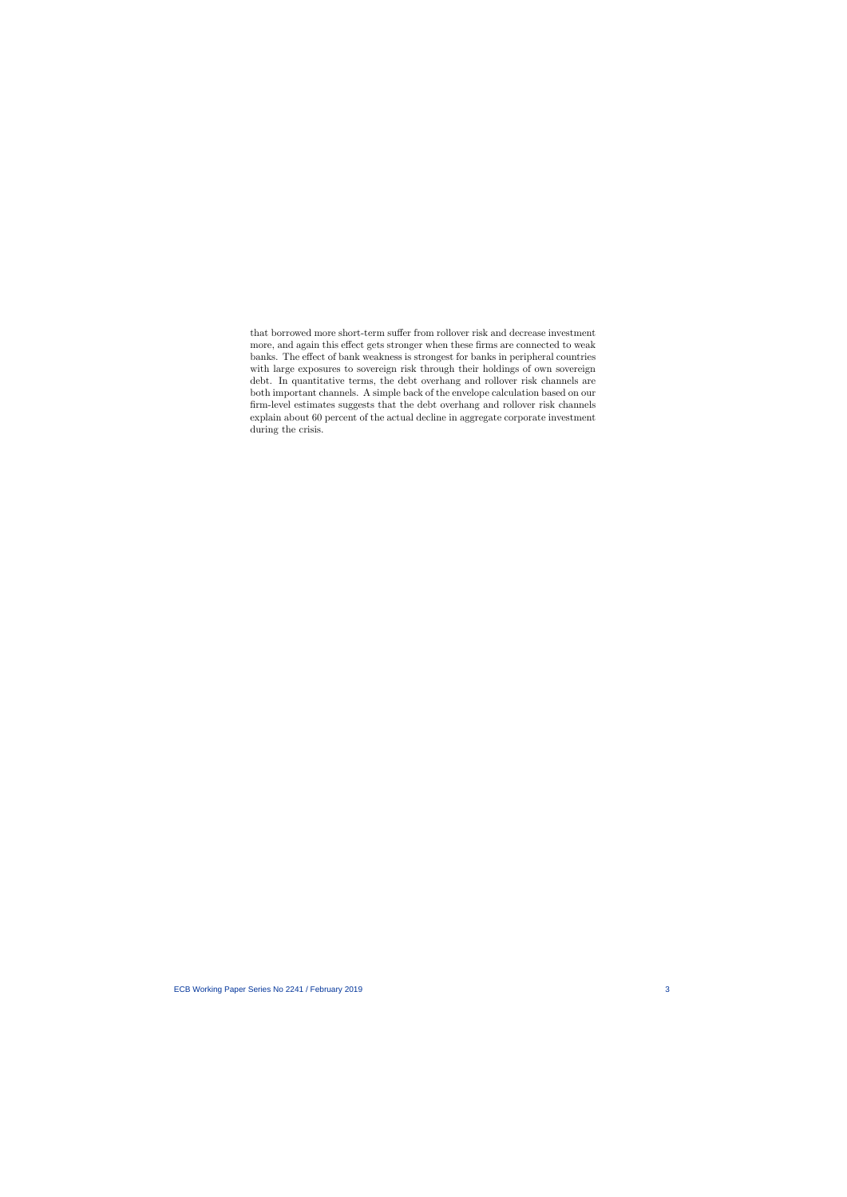that borrowed more short-term suffer from rollover risk and decrease investment more, and again this effect gets stronger when these firms are connected to weak banks. The effect of bank weakness is strongest for banks in peripheral countries with large exposures to sovereign risk through their holdings of own sovereign debt. In quantitative terms, the debt overhang and rollover risk channels are both important channels. A simple back of the envelope calculation based on our firm-level estimates suggests that the debt overhang and rollover risk channels explain about 60 percent of the actual decline in aggregate corporate investment during the crisis.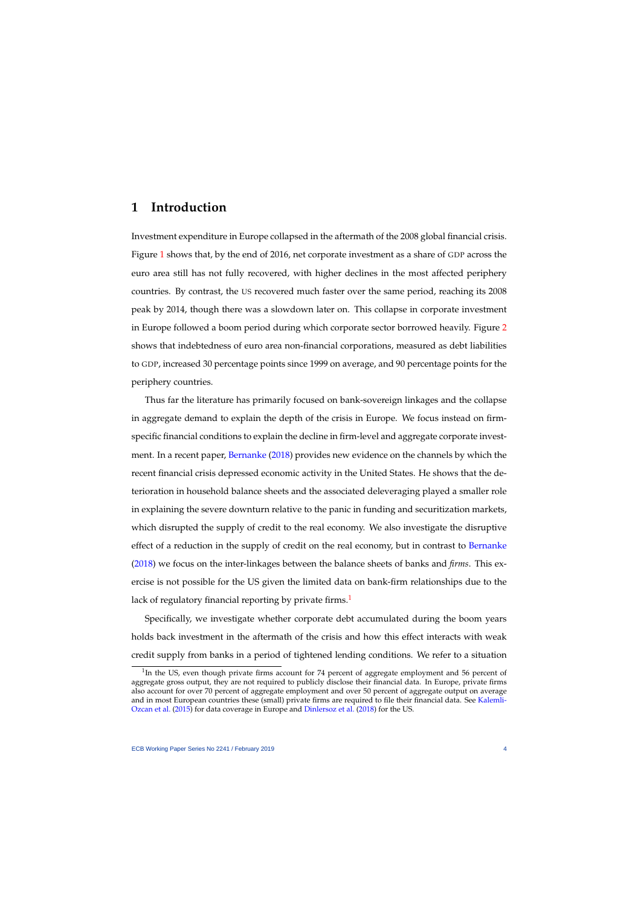# 1 Introduction

Investment expenditure in Europe collapsed in the aftermath of the 2008 global financial crisis. Figure 1 shows that, by the end of 2016, net corporate investment as a share of GDP across the euro area still has not fully recovered, with higher declines in the most affected periphery countries. By contrast, the US recovered much faster over the same period, reaching its 2008 peak by 2014, though there was a slowdown later on. This collapse in corporate investment in Europe followed a boom period during which corporate sector borrowed heavily. Figure 2 shows that indebtedness of euro area non-financial corporations, measured as debt liabilities to GDP, increased 30 percentage points since 1999 on average, and 90 percentage points for the periphery countries.

Thus far the literature has primarily focused on bank-sovereign linkages and the collapse in aggregate demand to explain the depth of the crisis in Europe. We focus instead on firm-specific financial conditions to explain the decline in firm-level and aggregate corporate investment. In a recent paper, Bernanke (2018) provides new evidence on the channels by which the recent financial crisis depressed economic activity in the United States. He shows that the deterioration in household balance sheets and the associated deleveraging played a smaller role in explaining the severe downturn relative to the panic in funding and securitization markets, which disrupted the supply of credit to the real economy. We also investigate the disruptive effect of a reduction in the supply of credit on the real economy, but in contrast to Bernanke (2018) we focus on the inter-linkages between the balance sheets of banks and *firms*. This exercise is not possible for the US given the limited data on bank-firm relationships due to the lack of regulatory financial reporting by private firms.[1]

Specifically, we investigate whether corporate debt accumulated during the boom years holds back investment in the aftermath of the crisis and how this effect interacts with weak credit supply from banks in a period of tightened lending conditions. We refer to a situation

[1] In the US, even though private firms account for 74 percent of aggregate employment and 56 percent of aggregate gross output, they are not required to publicly disclose their financial data. In Europe, private firms also account for over 70 percent of aggregate employment and over 50 percent of aggregate output on average and in most European countries these (small) private firms are required to file their financial data. See Kalemli-Ozcan et al. (2015) for data coverage in Europe and Dinlersoz et al. (2018) for the US.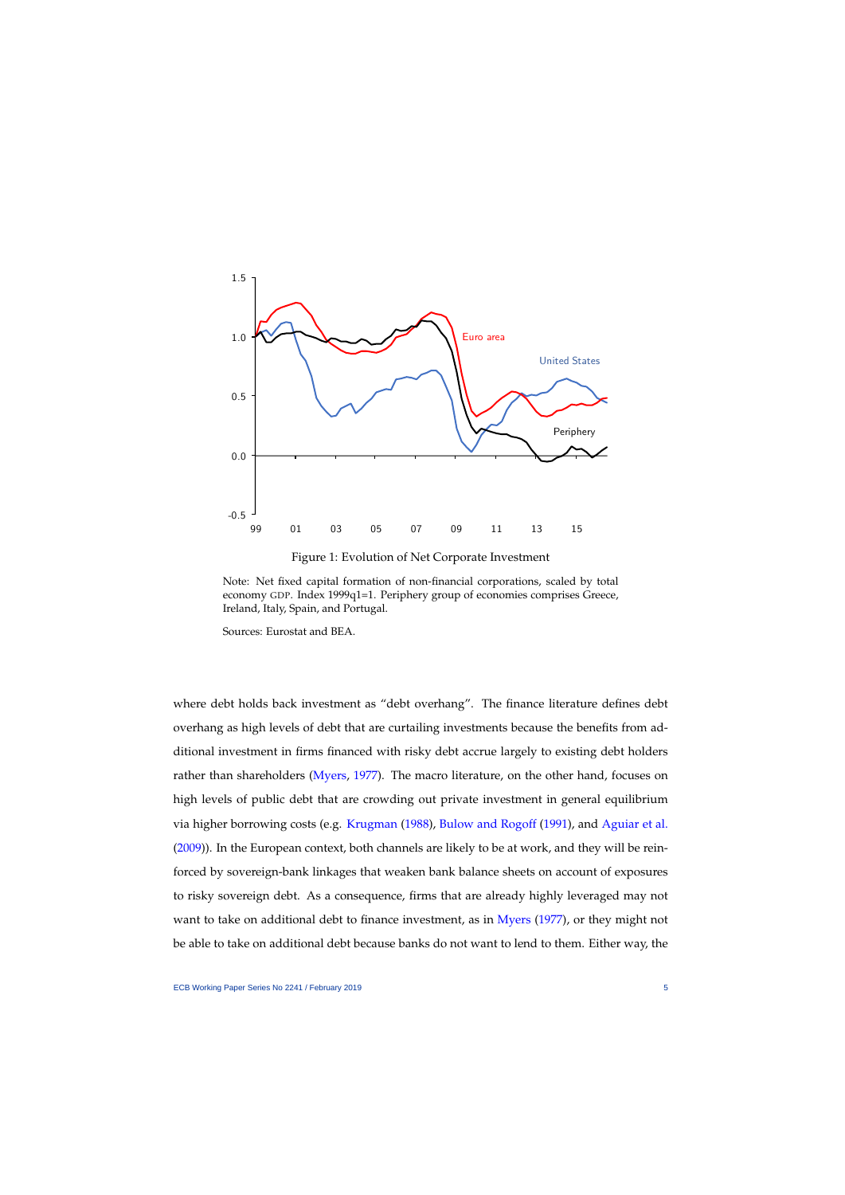Figure 1: Evolution of Net Corporate Investment

Note: Net fixed capital formation of non-financial corporations, scaled by total economy GDP. Index 1999q1=1. Periphery group of economies comprises Greece, Ireland, Italy, Spain, and Portugal.

Sources: Eurostat and BEA.

where debt holds back investment as "debt overhang". The finance literature defines debt overhang as high levels of debt that are curtailing investments because the benefits from additional investment in firms financed with risky debt accrue largely to existing debt holders rather than shareholders (Myers, 1977). The macro literature, on the other hand, focuses on high levels of public debt that are crowding out private investment in general equilibrium via higher borrowing costs (e.g. Krugman (1988), Bulow and Rogoff (1991), and Aguiar et al. (2009)). In the European context, both channels are likely to be at work, and they will be reinforced by sovereign-bank linkages that weaken bank balance sheets on account of exposures to risky sovereign debt. As a consequence, firms that are already highly leveraged may not want to take on additional debt to finance investment, as in Myers (1977), or they might not be able to take on additional debt because banks do not want to lend to them. Either way, the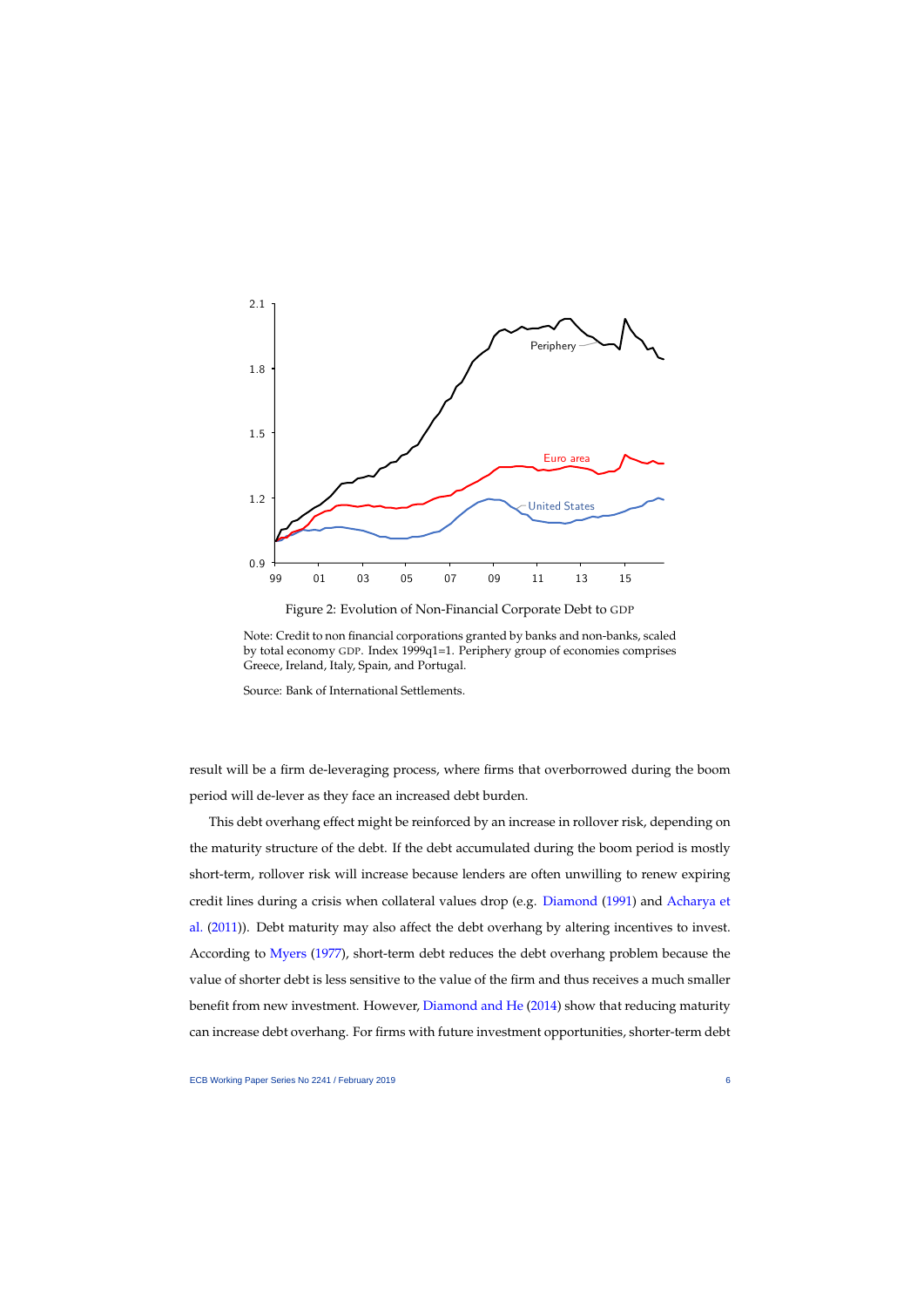Figure 2: Evolution of Non-Financial Corporate Debt to GDP

Note: Credit to non financial corporations granted by banks and non-banks, scaled by total economy GDP. Index 1999q1=1. Periphery group of economies comprises Greece, Ireland, Italy, Spain, and Portugal.

Source: Bank of International Settlements.

result will be a firm de-leveraging process, where firms that overborrowed during the boom period will de-lever as they face an increased debt burden.

This debt overhang effect might be reinforced by an increase in rollover risk, depending on the maturity structure of the debt. If the debt accumulated during the boom period is mostly short-term, rollover risk will increase because lenders are often unwilling to renew expiring credit lines during a crisis when collateral values drop (e.g. Diamond (1991) and Acharya et al. (2011)). Debt maturity may also affect the debt overhang by altering incentives to invest. According to Myers (1977), short-term debt reduces the debt overhang problem because the value of shorter debt is less sensitive to the value of the firm and thus receives a much smaller benefit from new investment. However, Diamond and He (2014) show that reducing maturity can increase debt overhang. For firms with future investment opportunities, shorter-term debt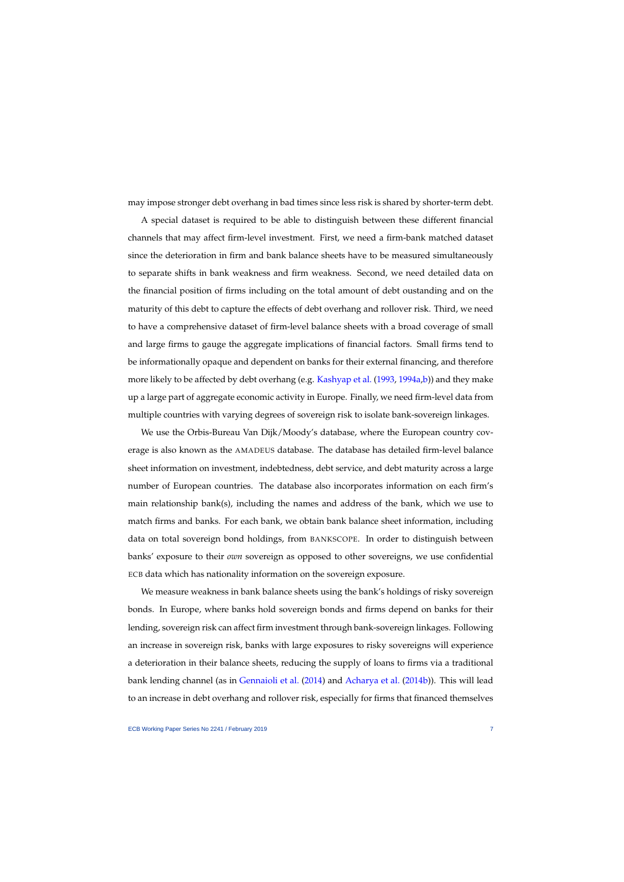may impose stronger debt overhang in bad times since less risk is shared by shorter-term debt.

A special dataset is required to be able to distinguish between these different financial channels that may affect firm-level investment. First, we need a firm-bank matched dataset since the deterioration in firm and bank balance sheets have to be measured simultaneously to separate shifts in bank weakness and firm weakness. Second, we need detailed data on the financial position of firms including on the total amount of debt oustanding and on the maturity of this debt to capture the effects of debt overhang and rollover risk. Third, we need to have a comprehensive dataset of firm-level balance sheets with a broad coverage of small and large firms to gauge the aggregate implications of financial factors. Small firms tend to be informationally opaque and dependent on banks for their external financing, and therefore more likely to be affected by debt overhang (e.g. Kashyap et al. (1993, 1994a,b)) and they make up a large part of aggregate economic activity in Europe. Finally, we need firm-level data from multiple countries with varying degrees of sovereign risk to isolate bank-sovereign linkages.

We use the Orbis-Bureau Van Dijk/Moody's database, where the European country coverage is also known as the AMADEUS database. The database has detailed firm-level balance sheet information on investment, indebtedness, debt service, and debt maturity across a large number of European countries. The database also incorporates information on each firm's main relationship bank(s), including the names and address of the bank, which we use to match firms and banks. For each bank, we obtain bank balance sheet information, including data on total sovereign bond holdings, from BANKSCOPE. In order to distinguish between banks' exposure to their *own* sovereign as opposed to other sovereigns, we use confidential ECB data which has nationality information on the sovereign exposure.

We measure weakness in bank balance sheets using the bank's holdings of risky sovereign bonds. In Europe, where banks hold sovereign bonds and firms depend on banks for their lending, sovereign risk can affect firm investment through bank-sovereign linkages. Following an increase in sovereign risk, banks with large exposures to risky sovereigns will experience a deterioration in their balance sheets, reducing the supply of loans to firms via a traditional bank lending channel (as in Gennaioli et al. (2014) and Acharya et al. (2014b)). This will lead to an increase in debt overhang and rollover risk, especially for firms that financed themselves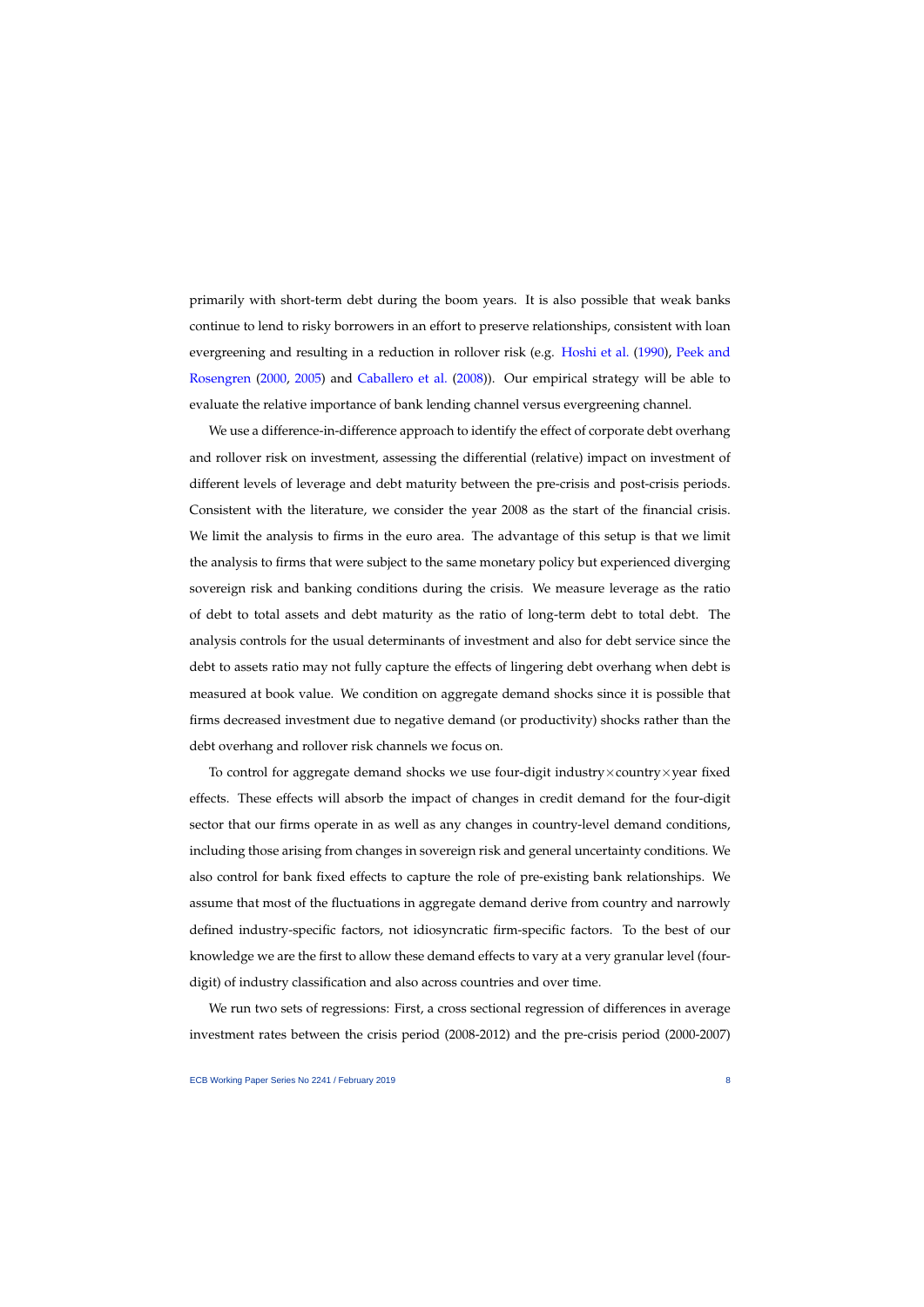primarily with short-term debt during the boom years. It is also possible that weak banks continue to lend to risky borrowers in an effort to preserve relationships, consistent with loan evergreening and resulting in a reduction in rollover risk (e.g. Hoshi et al. (1990), Peek and Rosengren (2000, 2005) and Caballero et al. (2008)). Our empirical strategy will be able to evaluate the relative importance of bank lending channel versus evergreening channel.

We use a difference-in-difference approach to identify the effect of corporate debt overhang and rollover risk on investment, assessing the differential (relative) impact on investment of different levels of leverage and debt maturity between the pre-crisis and post-crisis periods. Consistent with the literature, we consider the year 2008 as the start of the financial crisis. We limit the analysis to firms in the euro area. The advantage of this setup is that we limit the analysis to firms that were subject to the same monetary policy but experienced diverging sovereign risk and banking conditions during the crisis. We measure leverage as the ratio of debt to total assets and debt maturity as the ratio of long-term debt to total debt. The analysis controls for the usual determinants of investment and also for debt service since the debt to assets ratio may not fully capture the effects of lingering debt overhang when debt is measured at book value. We condition on aggregate demand shocks since it is possible that firms decreased investment due to negative demand (or productivity) shocks rather than the debt overhang and rollover risk channels we focus on.

To control for aggregate demand shocks we use four-digit industry$\times$country$\times$year fixed effects. These effects will absorb the impact of changes in credit demand for the four-digit sector that our firms operate in as well as any changes in country-level demand conditions, including those arising from changes in sovereign risk and general uncertainty conditions. We also control for bank fixed effects to capture the role of pre-existing bank relationships. We assume that most of the fluctuations in aggregate demand derive from country and narrowly defined industry-specific factors, not idiosyncratic firm-specific factors. To the best of our knowledge we are the first to allow these demand effects to vary at a very granular level (four-digit) of industry classification and also across countries and over time.

We run two sets of regressions: First, a cross sectional regression of differences in average investment rates between the crisis period (2008-2012) and the pre-crisis period (2000-2007)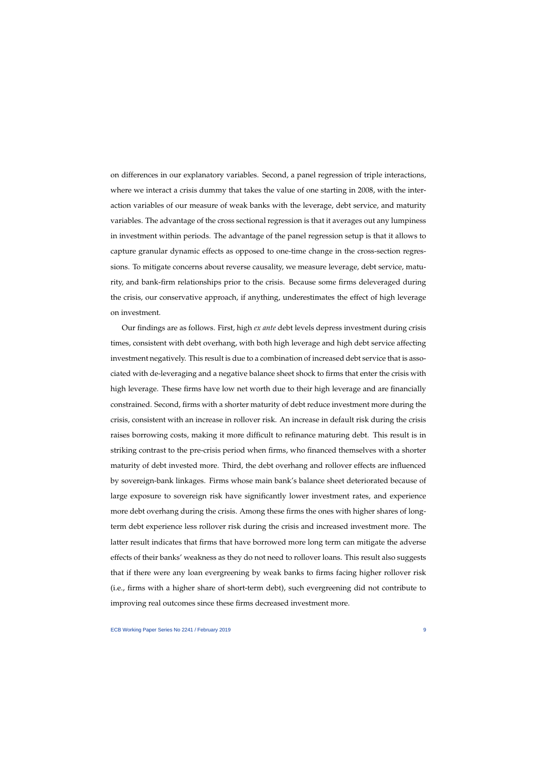on differences in our explanatory variables. Second, a panel regression of triple interactions, where we interact a crisis dummy that takes the value of one starting in 2008, with the interaction variables of our measure of weak banks with the leverage, debt service, and maturity variables. The advantage of the cross sectional regression is that it averages out any lumpiness in investment within periods. The advantage of the panel regression setup is that it allows to capture granular dynamic effects as opposed to one-time change in the cross-section regressions. To mitigate concerns about reverse causality, we measure leverage, debt service, maturity, and bank-firm relationships prior to the crisis. Because some firms deleveraged during the crisis, our conservative approach, if anything, underestimates the effect of high leverage on investment.

Our findings are as follows. First, high *ex ante* debt levels depress investment during crisis times, consistent with debt overhang, with both high leverage and high debt service affecting investment negatively. This result is due to a combination of increased debt service that is associated with de-leveraging and a negative balance sheet shock to firms that enter the crisis with high leverage. These firms have low net worth due to their high leverage and are financially constrained. Second, firms with a shorter maturity of debt reduce investment more during the crisis, consistent with an increase in rollover risk. An increase in default risk during the crisis raises borrowing costs, making it more difficult to refinance maturing debt. This result is in striking contrast to the pre-crisis period when firms, who financed themselves with a shorter maturity of debt invested more. Third, the debt overhang and rollover effects are influenced by sovereign-bank linkages. Firms whose main bank's balance sheet deteriorated because of large exposure to sovereign risk have significantly lower investment rates, and experience more debt overhang during the crisis. Among these firms the ones with higher shares of long-term debt experience less rollover risk during the crisis and increased investment more. The latter result indicates that firms that have borrowed more long term can mitigate the adverse effects of their banks' weakness as they do not need to rollover loans. This result also suggests that if there were any loan evergreening by weak banks to firms facing higher rollover risk (i.e., firms with a higher share of short-term debt), such evergreening did not contribute to improving real outcomes since these firms decreased investment more.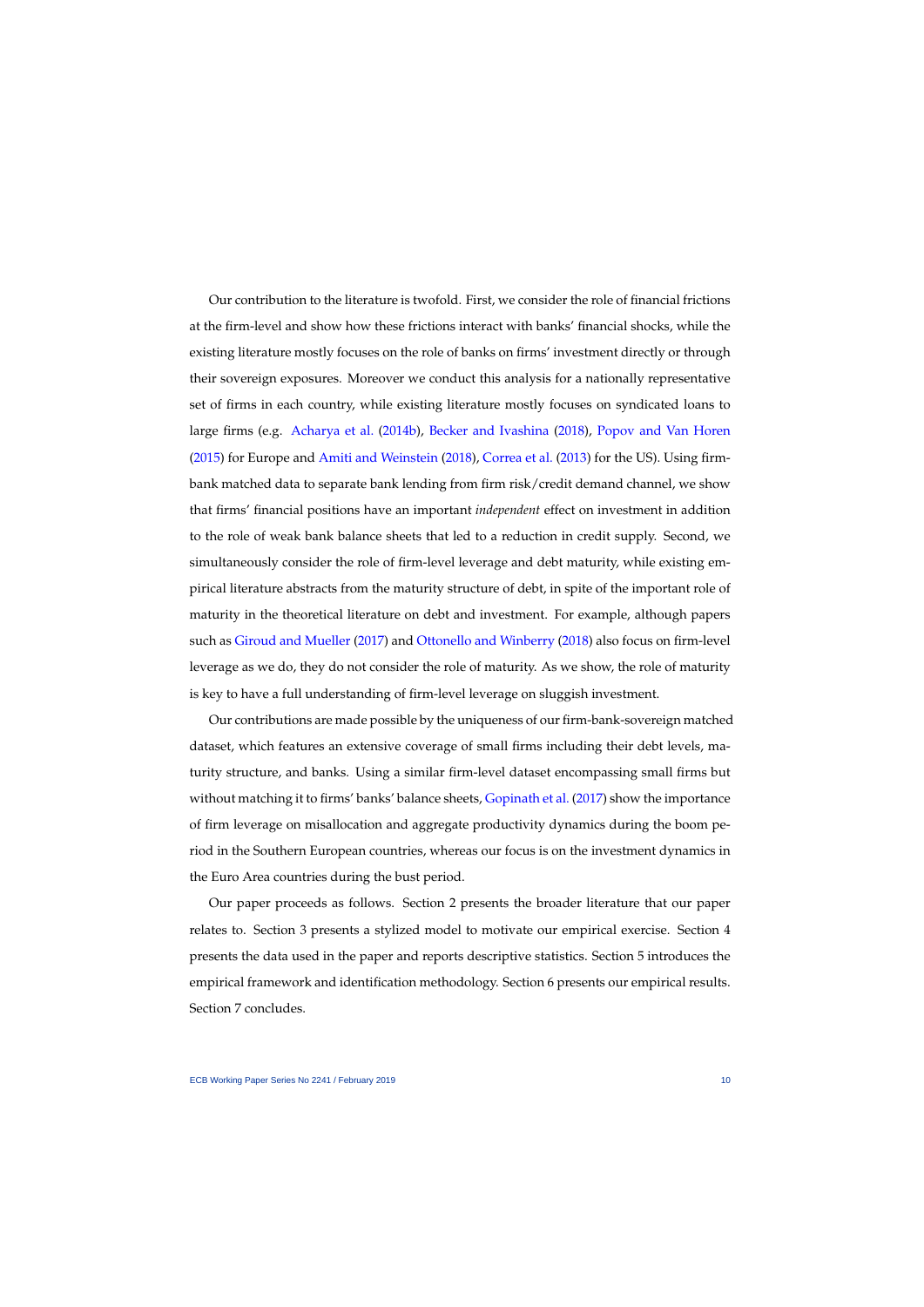Our contribution to the literature is twofold. First, we consider the role of financial frictions at the firm-level and show how these frictions interact with banks' financial shocks, while the existing literature mostly focuses on the role of banks on firms' investment directly or through their sovereign exposures. Moreover we conduct this analysis for a nationally representative set of firms in each country, while existing literature mostly focuses on syndicated loans to large firms (e.g. Acharya et al. (2014b), Becker and Ivashina (2018), Popov and Van Horen (2015) for Europe and Amiti and Weinstein (2018), Correa et al. (2013) for the US). Using firm-bank matched data to separate bank lending from firm risk/credit demand channel, we show that firms' financial positions have an important *independent* effect on investment in addition to the role of weak bank balance sheets that led to a reduction in credit supply. Second, we simultaneously consider the role of firm-level leverage and debt maturity, while existing empirical literature abstracts from the maturity structure of debt, in spite of the important role of maturity in the theoretical literature on debt and investment. For example, although papers such as Giroud and Mueller (2017) and Ottonello and Winberry (2018) also focus on firm-level leverage as we do, they do not consider the role of maturity. As we show, the role of maturity is key to have a full understanding of firm-level leverage on sluggish investment.

Our contributions are made possible by the uniqueness of our firm-bank-sovereign matched dataset, which features an extensive coverage of small firms including their debt levels, maturity structure, and banks. Using a similar firm-level dataset encompassing small firms but without matching it to firms' banks' balance sheets, Gopinath et al. (2017) show the importance of firm leverage on misallocation and aggregate productivity dynamics during the boom period in the Southern European countries, whereas our focus is on the investment dynamics in the Euro Area countries during the bust period.

Our paper proceeds as follows. Section 2 presents the broader literature that our paper relates to. Section 3 presents a stylized model to motivate our empirical exercise. Section 4 presents the data used in the paper and reports descriptive statistics. Section 5 introduces the empirical framework and identification methodology. Section 6 presents our empirical results. Section 7 concludes.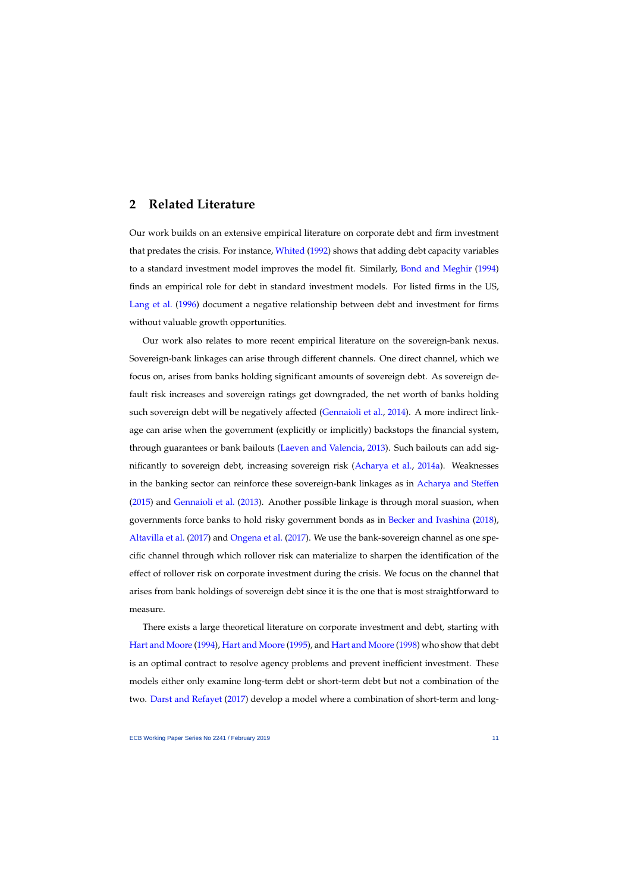## 2 Related Literature

Our work builds on an extensive empirical literature on corporate debt and firm investment that predates the crisis. For instance, Whited (1992) shows that adding debt capacity variables to a standard investment model improves the model fit. Similarly, Bond and Meghir (1994) finds an empirical role for debt in standard investment models. For listed firms in the US, Lang et al. (1996) document a negative relationship between debt and investment for firms without valuable growth opportunities.

Our work also relates to more recent empirical literature on the sovereign-bank nexus. Sovereign-bank linkages can arise through different channels. One direct channel, which we focus on, arises from banks holding significant amounts of sovereign debt. As sovereign default risk increases and sovereign ratings get downgraded, the net worth of banks holding such sovereign debt will be negatively affected (Gennaioli et al., 2014). A more indirect linkage can arise when the government (explicitly or implicitly) backstops the financial system, through guarantees or bank bailouts (Laeven and Valencia, 2013). Such bailouts can add significantly to sovereign debt, increasing sovereign risk (Acharya et al., 2014a). Weaknesses in the banking sector can reinforce these sovereign-bank linkages as in Acharya and Steffen (2015) and Gennaioli et al. (2013). Another possible linkage is through moral suasion, when governments force banks to hold risky government bonds as in Becker and Ivashina (2018), Altavilla et al. (2017) and Ongena et al. (2017). We use the bank-sovereign channel as one specific channel through which rollover risk can materialize to sharpen the identification of the effect of rollover risk on corporate investment during the crisis. We focus on the channel that arises from bank holdings of sovereign debt since it is the one that is most straightforward to measure.

There exists a large theoretical literature on corporate investment and debt, starting with Hart and Moore (1994), Hart and Moore (1995), and Hart and Moore (1998) who show that debt is an optimal contract to resolve agency problems and prevent inefficient investment. These models either only examine long-term debt or short-term debt but not a combination of the two. Darst and Refayet (2017) develop a model where a combination of short-term and long-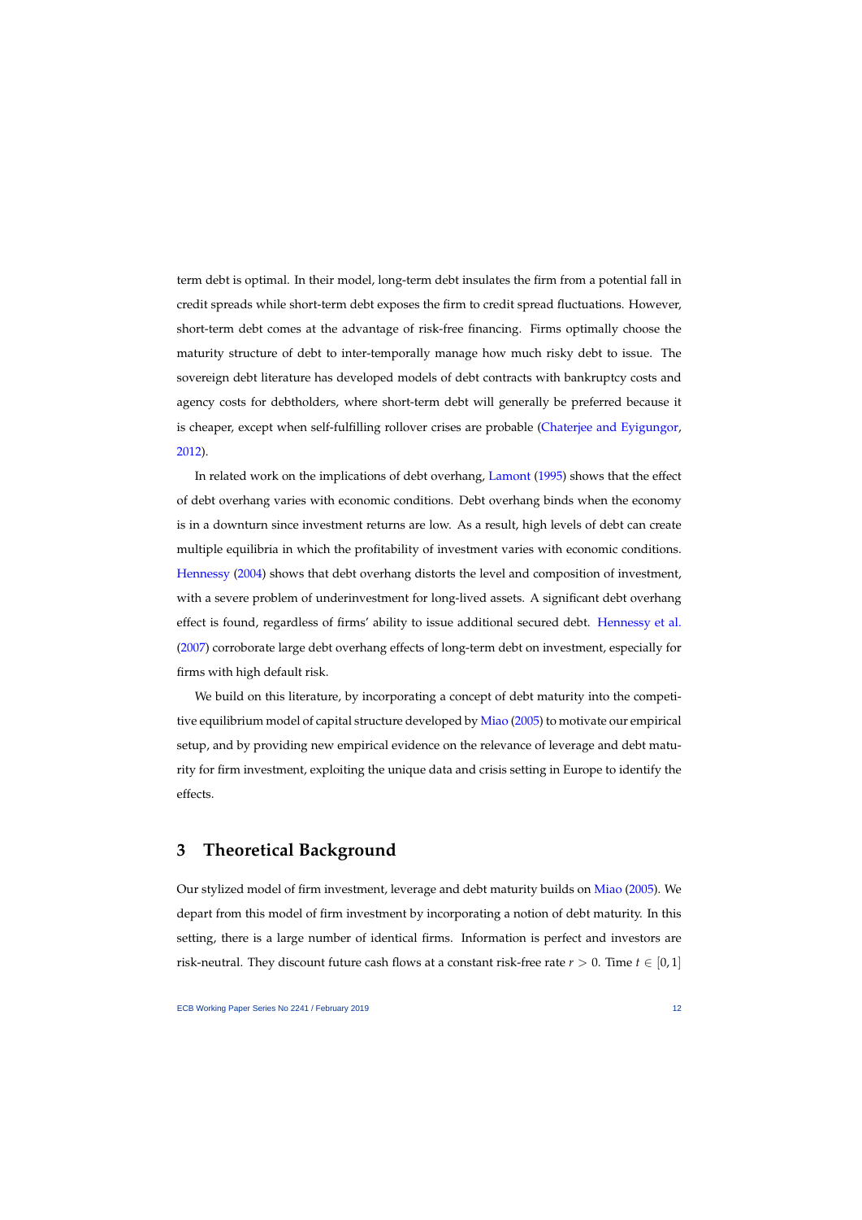term debt is optimal. In their model, long-term debt insulates the firm from a potential fall in credit spreads while short-term debt exposes the firm to credit spread fluctuations. However, short-term debt comes at the advantage of risk-free financing. Firms optimally choose the maturity structure of debt to inter-temporally manage how much risky debt to issue. The sovereign debt literature has developed models of debt contracts with bankruptcy costs and agency costs for debtholders, where short-term debt will generally be preferred because it is cheaper, except when self-fulfilling rollover crises are probable (Chaterjee and Eyigungor, 2012).

In related work on the implications of debt overhang, Lamont (1995) shows that the effect of debt overhang varies with economic conditions. Debt overhang binds when the economy is in a downturn since investment returns are low. As a result, high levels of debt can create multiple equilibria in which the profitability of investment varies with economic conditions. Hennessy (2004) shows that debt overhang distorts the level and composition of investment, with a severe problem of underinvestment for long-lived assets. A significant debt overhang effect is found, regardless of firms' ability to issue additional secured debt. Hennessy et al. (2007) corroborate large debt overhang effects of long-term debt on investment, especially for firms with high default risk.

We build on this literature, by incorporating a concept of debt maturity into the competitive equilibrium model of capital structure developed by Miao (2005) to motivate our empirical setup, and by providing new empirical evidence on the relevance of leverage and debt maturity for firm investment, exploiting the unique data and crisis setting in Europe to identify the effects.

## 3 Theoretical Background

Our stylized model of firm investment, leverage and debt maturity builds on Miao (2005). We depart from this model of firm investment by incorporating a notion of debt maturity. In this setting, there is a large number of identical firms. Information is perfect and investors are risk-neutral. They discount future cash flows at a constant risk-free rate $r > 0$. Time $t \in [0, 1]$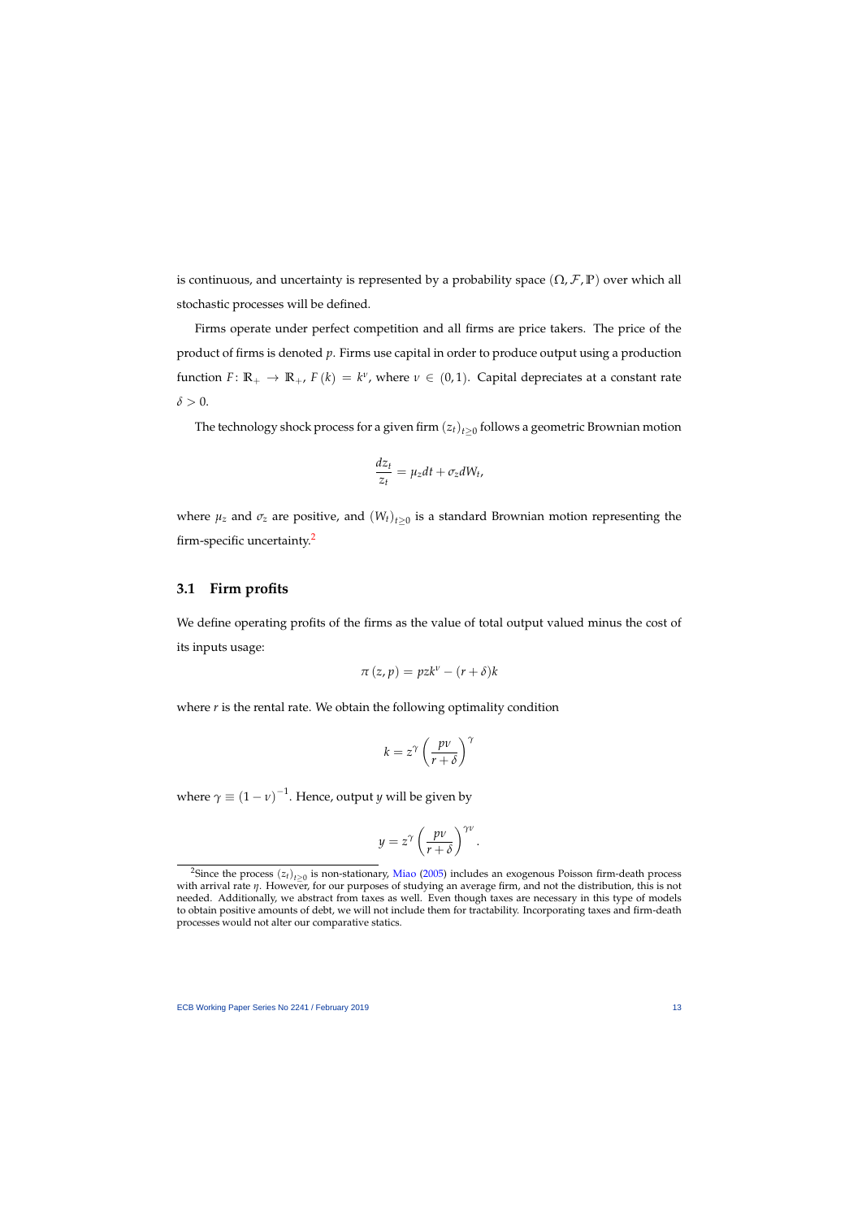is continuous, and uncertainty is represented by a probability space $(\Omega, \mathcal{F}, \mathbb{P})$ over which all stochastic processes will be defined.

Firms operate under perfect competition and all firms are price takers. The price of the product of firms is denoted $p$. Firms use capital in order to produce output using a production function $F\colon \mathbb{R}_+ \to \mathbb{R}_+$, $F(k) = k^\nu$, where $\nu \in (0,1)$. Capital depreciates at a constant rate $\delta > 0$.

The technology shock process for a given firm $(z_t)_{t\geq 0}$ follows a geometric Brownian motion

$$\frac{dz_t}{z_t} = \mu_z dt + \sigma_z dW_t,$$

where $\mu_z$ and $\sigma_z$ are positive, and $(W_t)_{t\geq 0}$ is a standard Brownian motion representing the firm-specific uncertainty.[2]

## 3.1 Firm profits

We define operating profits of the firms as the value of total output valued minus the cost of its inputs usage:

$$\pi(z, p) = pzk^\nu - (r+\delta)k$$

where $r$ is the rental rate. We obtain the following optimality condition

$$k = z^\gamma \left(\frac{p\nu}{r+\delta}\right)^\gamma$$

where $\gamma \equiv (1-\nu)^{-1}$. Hence, output $y$ will be given by

$$y = z^\gamma \left(\frac{p\nu}{r+\delta}\right)^{\gamma\nu}.$$

[2] Since the process $(z_t)_{t\geq 0}$ is non-stationary, Miao (2005) includes an exogenous Poisson firm-death process with arrival rate $\eta$. However, for our purposes of studying an average firm, and not the distribution, this is not needed. Additionally, we abstract from taxes as well. Even though taxes are necessary in this type of models to obtain positive amounts of debt, we will not include them for tractability. Incorporating taxes and firm-death processes would not alter our comparative statics.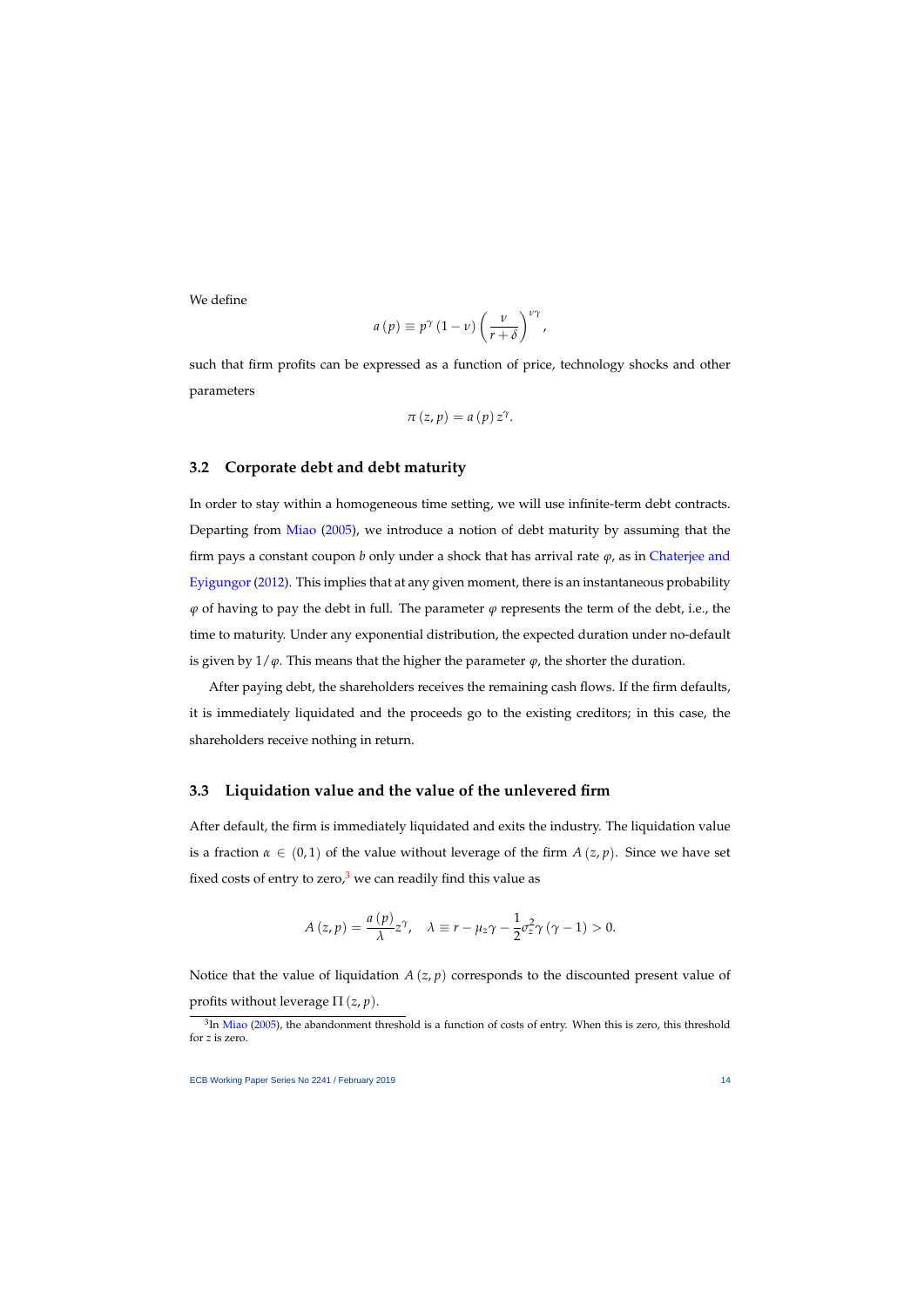We define

$$a(p) \equiv p^{\gamma}(1-\nu)\left(\frac{\nu}{r+\delta}\right)^{\nu\gamma},$$

such that firm profits can be expressed as a function of price, technology shocks and other parameters

$$\pi(z,p) = a(p)\, z^{\gamma}.$$

### 3.2 Corporate debt and debt maturity

In order to stay within a homogeneous time setting, we will use infinite-term debt contracts. Departing from Miao (2005), we introduce a notion of debt maturity by assuming that the firm pays a constant coupon $b$ only under a shock that has arrival rate $\varphi$, as in Chaterjee and Eyigungor (2012). This implies that at any given moment, there is an instantaneous probability $\varphi$ of having to pay the debt in full. The parameter $\varphi$ represents the term of the debt, i.e., the time to maturity. Under any exponential distribution, the expected duration under no-default is given by $1/\varphi$. This means that the higher the parameter $\varphi$, the shorter the duration.

After paying debt, the shareholders receives the remaining cash flows. If the firm defaults, it is immediately liquidated and the proceeds go to the existing creditors; in this case, the shareholders receive nothing in return.

### 3.3 Liquidation value and the value of the unlevered firm

After default, the firm is immediately liquidated and exits the industry. The liquidation value is a fraction $\alpha \in (0,1)$ of the value without leverage of the firm $A(z,p)$. Since we have set fixed costs of entry to zero,[3] we can readily find this value as

$$A(z,p) = \frac{a(p)}{\lambda} z^{\gamma}, \quad \lambda \equiv r - \mu_z \gamma - \frac{1}{2}\sigma_z^2 \gamma(\gamma-1) > 0.$$

Notice that the value of liquidation $A(z,p)$ corresponds to the discounted present value of profits without leverage $\Pi(z,p)$.

[3] In Miao (2005), the abandonment threshold is a function of costs of entry. When this is zero, this threshold for $z$ is zero.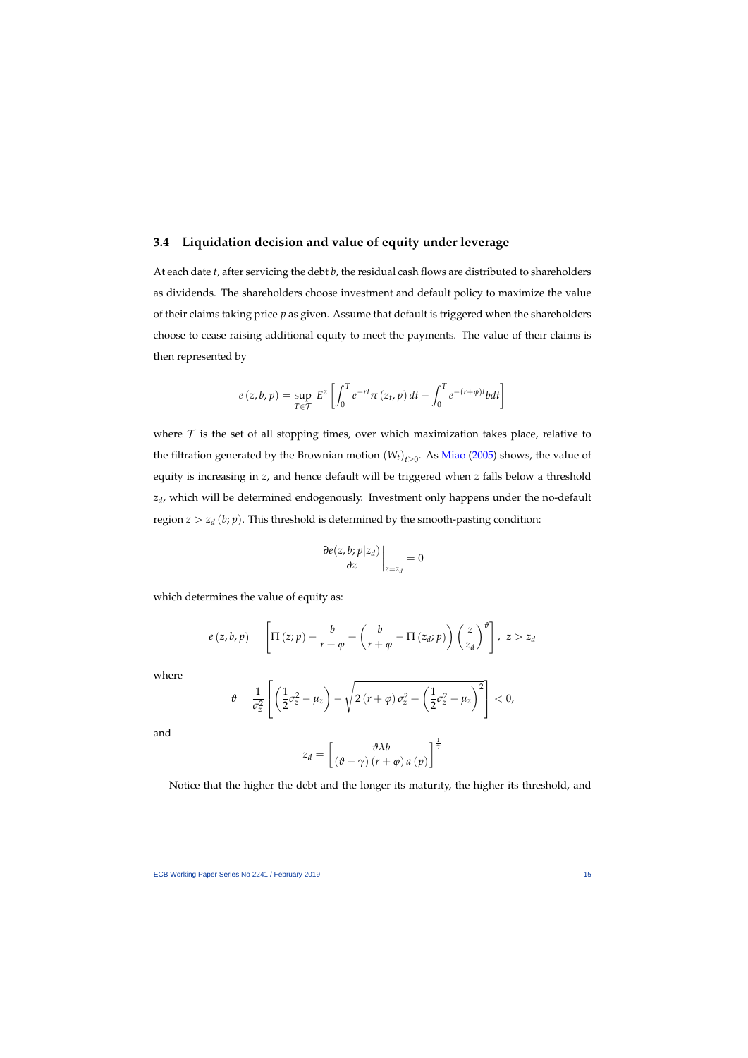### 3.4 Liquidation decision and value of equity under leverage

At each date $t$, after servicing the debt $b$, the residual cash flows are distributed to shareholders as dividends. The shareholders choose investment and default policy to maximize the value of their claims taking price $p$ as given. Assume that default is triggered when the shareholders choose to cease raising additional equity to meet the payments. The value of their claims is then represented by

$$e(z, b, p) = \sup_{T \in \mathcal{T}} E^{z}\left[\int_{0}^{T} e^{-rt}\pi(z_t, p)\, dt - \int_{0}^{T} e^{-(r+\varphi)t} b dt\right]$$

where $\mathcal{T}$ is the set of all stopping times, over which maximization takes place, relative to the filtration generated by the Brownian motion $(W_t)_{t\geq 0}$. As Miao (2005) shows, the value of equity is increasing in $z$, and hence default will be triggered when $z$ falls below a threshold $z_d$, which will be determined endogenously. Investment only happens under the no-default region $z > z_d(b; p)$. This threshold is determined by the smooth-pasting condition:

$$\left.\frac{\partial e(z, b; p|z_d)}{\partial z}\right|_{z=z_d} = 0$$

which determines the value of equity as:

$$e(z, b, p) = \left[\Pi(z; p) - \frac{b}{r+\varphi} + \left(\frac{b}{r+\varphi} - \Pi(z_d; p)\right)\left(\frac{z}{z_d}\right)^{\vartheta}\right],\ z > z_d$$

where

$$\vartheta = \frac{1}{\sigma_z^2}\left[\left(\frac{1}{2}\sigma_z^2 - \mu_z\right) - \sqrt{2(r+\varphi)\sigma_z^2 + \left(\frac{1}{2}\sigma_z^2 - \mu_z\right)^2}\right] < 0,$$

and

$$z_d = \left[\frac{\vartheta \lambda b}{(\vartheta - \gamma)(r+\varphi)a(p)}\right]^{\frac{1}{\gamma}}$$

Notice that the higher the debt and the longer its maturity, the higher its threshold, and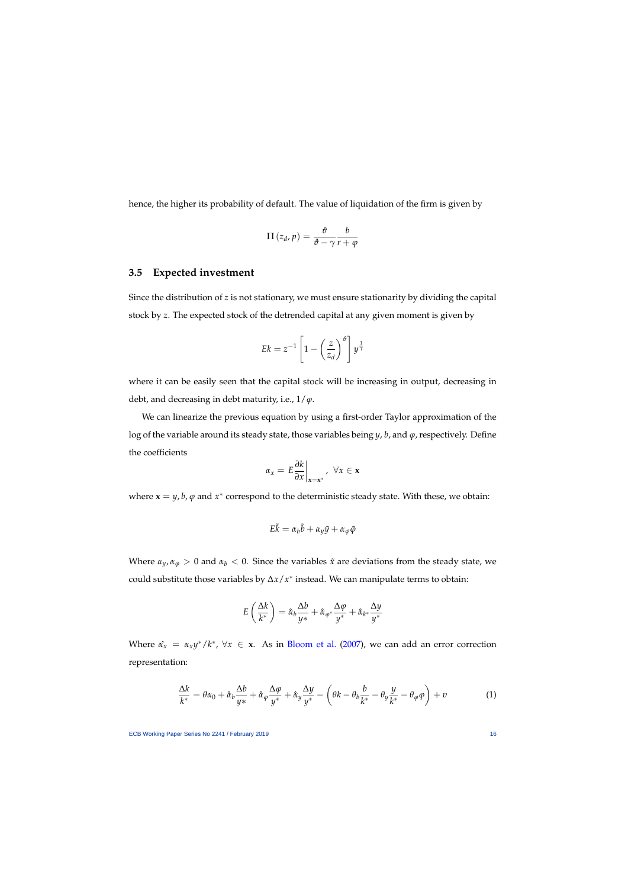hence, the higher its probability of default. The value of liquidation of the firm is given by

$$\Pi(z_d, p) = \frac{\vartheta}{\vartheta - \gamma} \frac{b}{r + \varphi}$$

### 3.5 Expected investment

Since the distribution of $z$ is not stationary, we must ensure stationarity by dividing the capital stock by $z$. The expected stock of the detrended capital at any given moment is given by

$$Ek = z^{-1}\left[1 - \left(\frac{z}{z_d}\right)^{\vartheta}\right] y^{\frac{1}{\gamma}}$$

where it can be easily seen that the capital stock will be increasing in output, decreasing in debt, and decreasing in debt maturity, i.e., $1/\varphi$.

We can linearize the previous equation by using a first-order Taylor approximation of the log of the variable around its steady state, those variables being $y$, $b$, and $\varphi$, respectively. Define the coefficients

$$\alpha_x = E\frac{\partial k}{\partial x}\bigg|_{\mathbf{x}=\mathbf{x}^*}, \ \forall x \in \mathbf{x}$$

where $\mathbf{x} = y, b, \varphi$ and $x^*$ correspond to the deterministic steady state. With these, we obtain:

$$E\tilde{k} = \alpha_b \tilde{b} + \alpha_y \tilde{y} + \alpha_\varphi \tilde{\varphi}$$

Where $\alpha_y, \alpha_\varphi > 0$ and $\alpha_b < 0$. Since the variables $\tilde{x}$ are deviations from the steady state, we could substitute those variables by $\Delta x / x^*$ instead. We can manipulate terms to obtain:

$$E\left(\frac{\Delta k}{k^*}\right) = \hat{\alpha}_b \frac{\Delta b}{y*} + \hat{\alpha}_{\varphi^*} \frac{\Delta \varphi}{y^*} + \hat{\alpha}_{k^*} \frac{\Delta y}{y^*}$$

Where $\hat{\alpha_x} = \alpha_x y^*/k^*$, $\forall x \in \mathbf{x}$. As in Bloom et al. (2007), we can add an error correction representation:

$$\frac{\Delta k}{k^*} = \theta\alpha_0 + \hat{\alpha}_b \frac{\Delta b}{y*} + \hat{\alpha}_\varphi \frac{\Delta \varphi}{y^*} + \hat{\alpha}_y \frac{\Delta y}{y^*} - \left(\theta k - \theta_b \frac{b}{k^*} - \theta_y \frac{y}{k^*} - \theta_\varphi \varphi\right) + v \tag{1}$$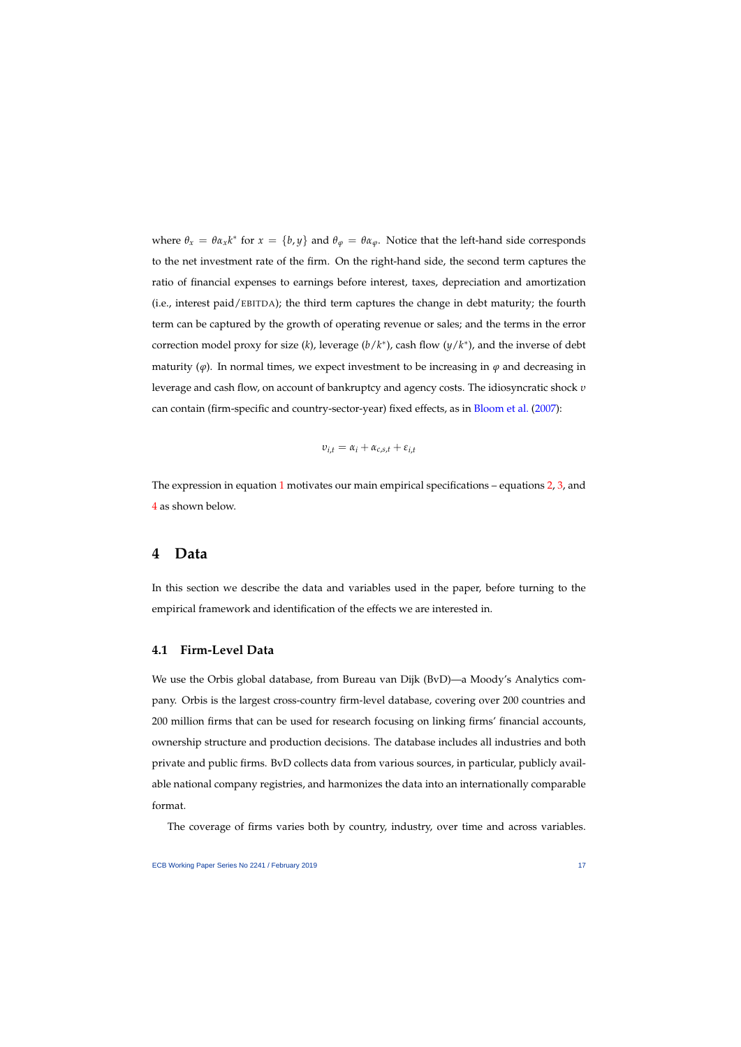where $\theta_x = \theta \alpha_x k^*$ for $x = \{b, y\}$ and $\theta_\varphi = \theta \alpha_\varphi$. Notice that the left-hand side corresponds to the net investment rate of the firm. On the right-hand side, the second term captures the ratio of financial expenses to earnings before interest, taxes, depreciation and amortization (i.e., interest paid/EBITDA); the third term captures the change in debt maturity; the fourth term can be captured by the growth of operating revenue or sales; and the terms in the error correction model proxy for size ($k$), leverage ($b/k^*$), cash flow ($y/k^*$), and the inverse of debt maturity ($\varphi$). In normal times, we expect investment to be increasing in $\varphi$ and decreasing in leverage and cash flow, on account of bankruptcy and agency costs. The idiosyncratic shock $v$ can contain (firm-specific and country-sector-year) fixed effects, as in Bloom et al. (2007):

$$v_{i,t} = \alpha_i + \alpha_{c,s,t} + \varepsilon_{i,t}$$

The expression in equation 1 motivates our main empirical specifications – equations 2, 3, and 4 as shown below.

# 4 Data

In this section we describe the data and variables used in the paper, before turning to the empirical framework and identification of the effects we are interested in.

## 4.1 Firm-Level Data

We use the Orbis global database, from Bureau van Dijk (BvD)—a Moody's Analytics company. Orbis is the largest cross-country firm-level database, covering over 200 countries and 200 million firms that can be used for research focusing on linking firms' financial accounts, ownership structure and production decisions. The database includes all industries and both private and public firms. BvD collects data from various sources, in particular, publicly available national company registries, and harmonizes the data into an internationally comparable format.

The coverage of firms varies both by country, industry, over time and across variables.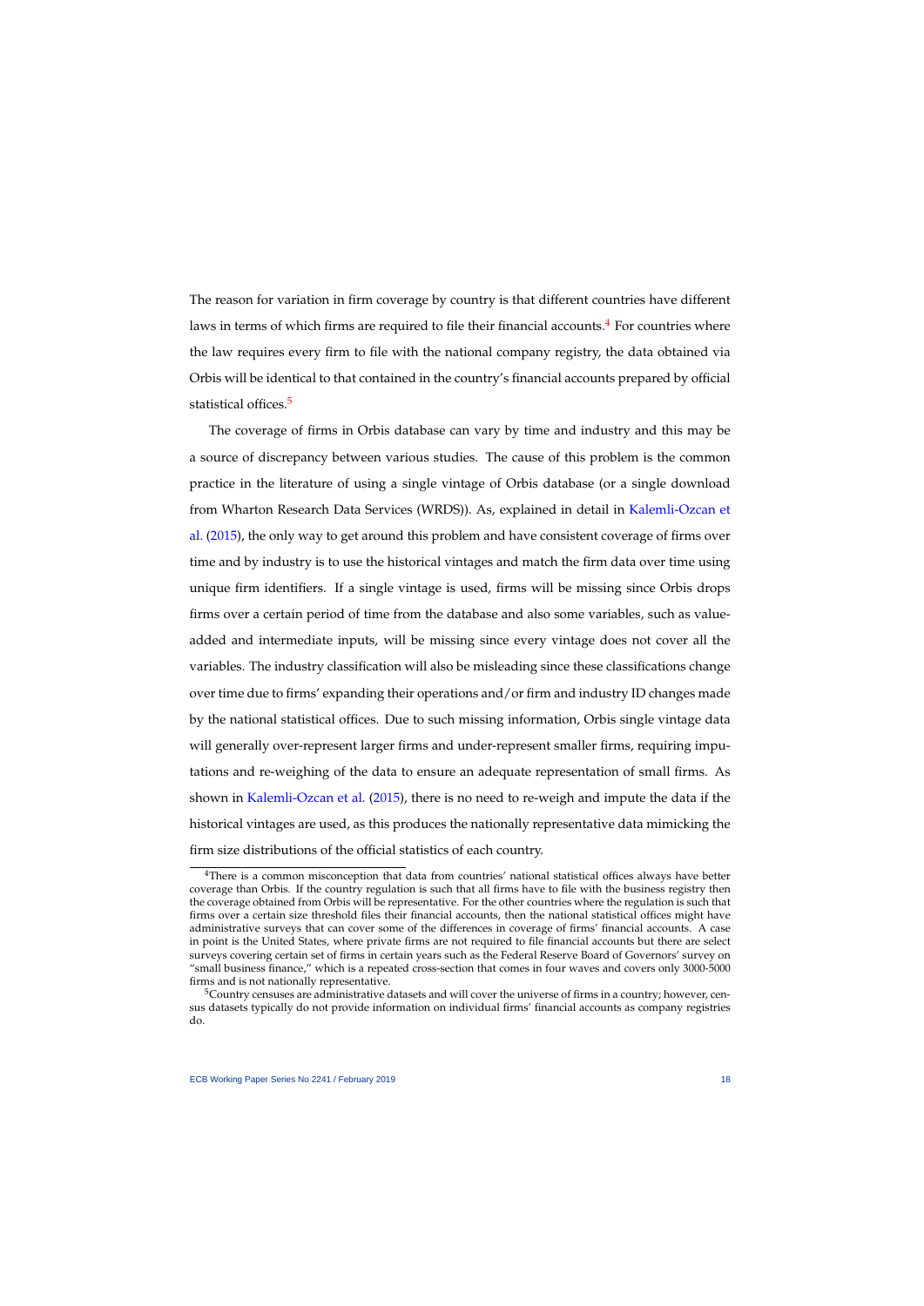The reason for variation in firm coverage by country is that different countries have different laws in terms of which firms are required to file their financial accounts.[4] For countries where the law requires every firm to file with the national company registry, the data obtained via Orbis will be identical to that contained in the country's financial accounts prepared by official statistical offices.[5]

The coverage of firms in Orbis database can vary by time and industry and this may be a source of discrepancy between various studies. The cause of this problem is the common practice in the literature of using a single vintage of Orbis database (or a single download from Wharton Research Data Services (WRDS)). As, explained in detail in Kalemli-Ozcan et al. (2015), the only way to get around this problem and have consistent coverage of firms over time and by industry is to use the historical vintages and match the firm data over time using unique firm identifiers. If a single vintage is used, firms will be missing since Orbis drops firms over a certain period of time from the database and also some variables, such as value-added and intermediate inputs, will be missing since every vintage does not cover all the variables. The industry classification will also be misleading since these classifications change over time due to firms' expanding their operations and/or firm and industry ID changes made by the national statistical offices. Due to such missing information, Orbis single vintage data will generally over-represent larger firms and under-represent smaller firms, requiring imputations and re-weighing of the data to ensure an adequate representation of small firms. As shown in Kalemli-Ozcan et al. (2015), there is no need to re-weigh and impute the data if the historical vintages are used, as this produces the nationally representative data mimicking the firm size distributions of the official statistics of each country.

---

[4] There is a common misconception that data from countries' national statistical offices always have better coverage than Orbis. If the country regulation is such that all firms have to file with the business registry then the coverage obtained from Orbis will be representative. For the other countries where the regulation is such that firms over a certain size threshold files their financial accounts, then the national statistical offices might have administrative surveys that can cover some of the differences in coverage of firms' financial accounts. A case in point is the United States, where private firms are not required to file financial accounts but there are select surveys covering certain set of firms in certain years such as the Federal Reserve Board of Governors' survey on "small business finance," which is a repeated cross-section that comes in four waves and covers only 3000-5000 firms and is not nationally representative.

[5] Country censuses are administrative datasets and will cover the universe of firms in a country; however, census datasets typically do not provide information on individual firms' financial accounts as company registries do.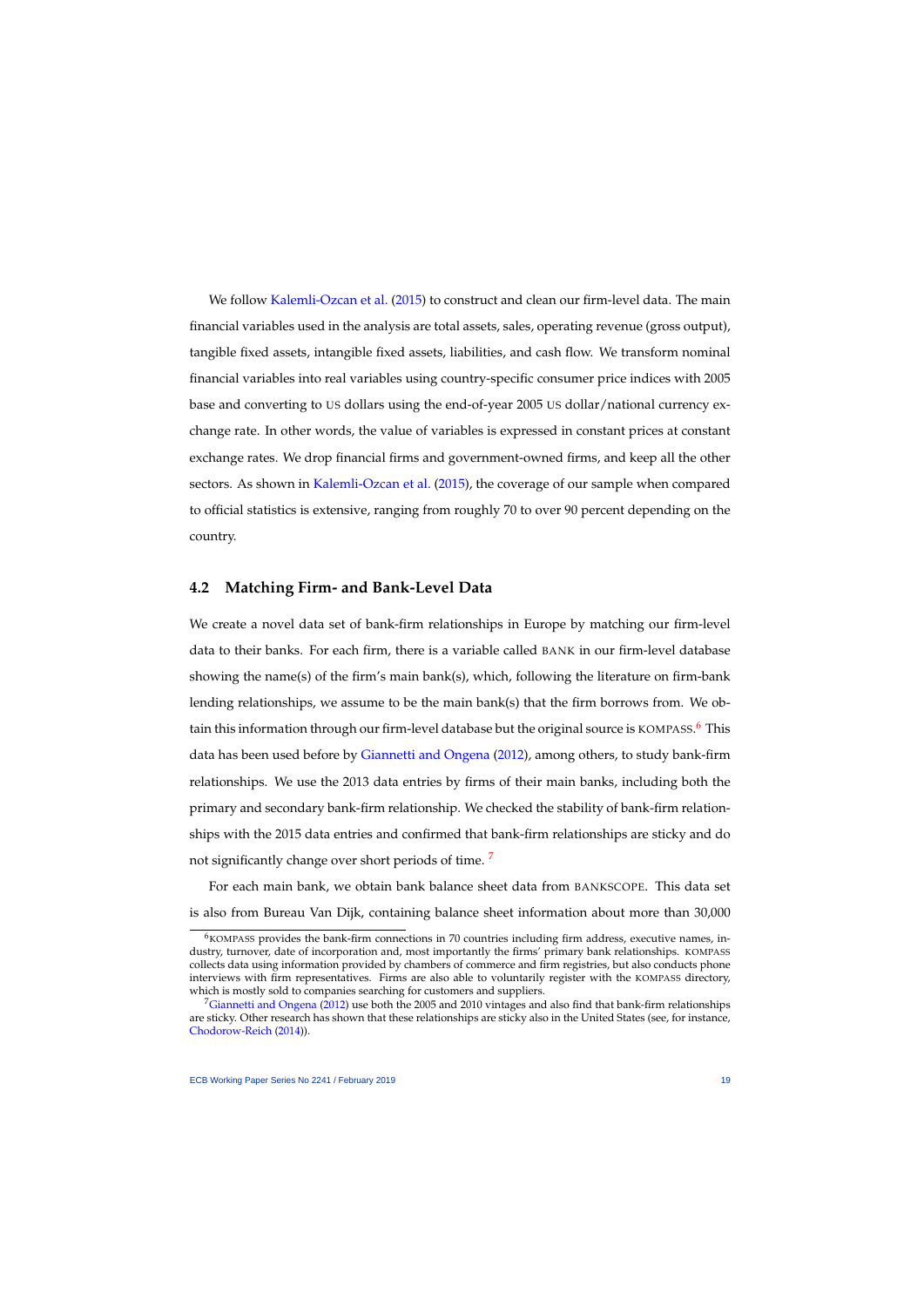We follow Kalemli-Ozcan et al. (2015) to construct and clean our firm-level data. The main financial variables used in the analysis are total assets, sales, operating revenue (gross output), tangible fixed assets, intangible fixed assets, liabilities, and cash flow. We transform nominal financial variables into real variables using country-specific consumer price indices with 2005 base and converting to US dollars using the end-of-year 2005 US dollar/national currency exchange rate. In other words, the value of variables is expressed in constant prices at constant exchange rates. We drop financial firms and government-owned firms, and keep all the other sectors. As shown in Kalemli-Ozcan et al. (2015), the coverage of our sample when compared to official statistics is extensive, ranging from roughly 70 to over 90 percent depending on the country.

## 4.2 Matching Firm- and Bank-Level Data

We create a novel data set of bank-firm relationships in Europe by matching our firm-level data to their banks. For each firm, there is a variable called BANK in our firm-level database showing the name(s) of the firm's main bank(s), which, following the literature on firm-bank lending relationships, we assume to be the main bank(s) that the firm borrows from. We obtain this information through our firm-level database but the original source is KOMPASS.[6] This data has been used before by Giannetti and Ongena (2012), among others, to study bank-firm relationships. We use the 2013 data entries by firms of their main banks, including both the primary and secondary bank-firm relationship. We checked the stability of bank-firm relationships with the 2015 data entries and confirmed that bank-firm relationships are sticky and do not significantly change over short periods of time. [7]

For each main bank, we obtain bank balance sheet data from BANKSCOPE. This data set is also from Bureau Van Dijk, containing balance sheet information about more than 30,000

[6] KOMPASS provides the bank-firm connections in 70 countries including firm address, executive names, industry, turnover, date of incorporation and, most importantly the firms' primary bank relationships. KOMPASS collects data using information provided by chambers of commerce and firm registries, but also conducts phone interviews with firm representatives. Firms are also able to voluntarily register with the KOMPASS directory, which is mostly sold to companies searching for customers and suppliers.

[7] Giannetti and Ongena (2012) use both the 2005 and 2010 vintages and also find that bank-firm relationships are sticky. Other research has shown that these relationships are sticky also in the United States (see, for instance, Chodorow-Reich (2014)).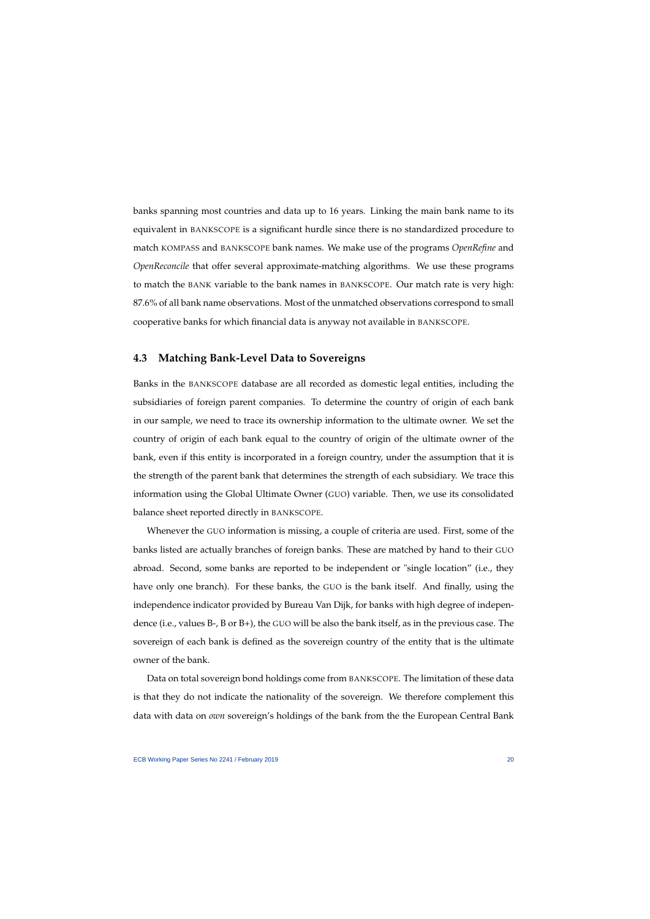banks spanning most countries and data up to 16 years. Linking the main bank name to its equivalent in BANKSCOPE is a significant hurdle since there is no standardized procedure to match KOMPASS and BANKSCOPE bank names. We make use of the programs *OpenRefine* and *OpenReconcile* that offer several approximate-matching algorithms. We use these programs to match the BANK variable to the bank names in BANKSCOPE. Our match rate is very high: 87.6% of all bank name observations. Most of the unmatched observations correspond to small cooperative banks for which financial data is anyway not available in BANKSCOPE.

### 4.3 Matching Bank-Level Data to Sovereigns

Banks in the BANKSCOPE database are all recorded as domestic legal entities, including the subsidiaries of foreign parent companies. To determine the country of origin of each bank in our sample, we need to trace its ownership information to the ultimate owner. We set the country of origin of each bank equal to the country of origin of the ultimate owner of the bank, even if this entity is incorporated in a foreign country, under the assumption that it is the strength of the parent bank that determines the strength of each subsidiary. We trace this information using the Global Ultimate Owner (GUO) variable. Then, we use its consolidated balance sheet reported directly in BANKSCOPE.

Whenever the GUO information is missing, a couple of criteria are used. First, some of the banks listed are actually branches of foreign banks. These are matched by hand to their GUO abroad. Second, some banks are reported to be independent or "single location" (i.e., they have only one branch). For these banks, the GUO is the bank itself. And finally, using the independence indicator provided by Bureau Van Dijk, for banks with high degree of independence (i.e., values B-, B or B+), the GUO will be also the bank itself, as in the previous case. The sovereign of each bank is defined as the sovereign country of the entity that is the ultimate owner of the bank.

Data on total sovereign bond holdings come from BANKSCOPE. The limitation of these data is that they do not indicate the nationality of the sovereign. We therefore complement this data with data on *own* sovereign's holdings of the bank from the the European Central Bank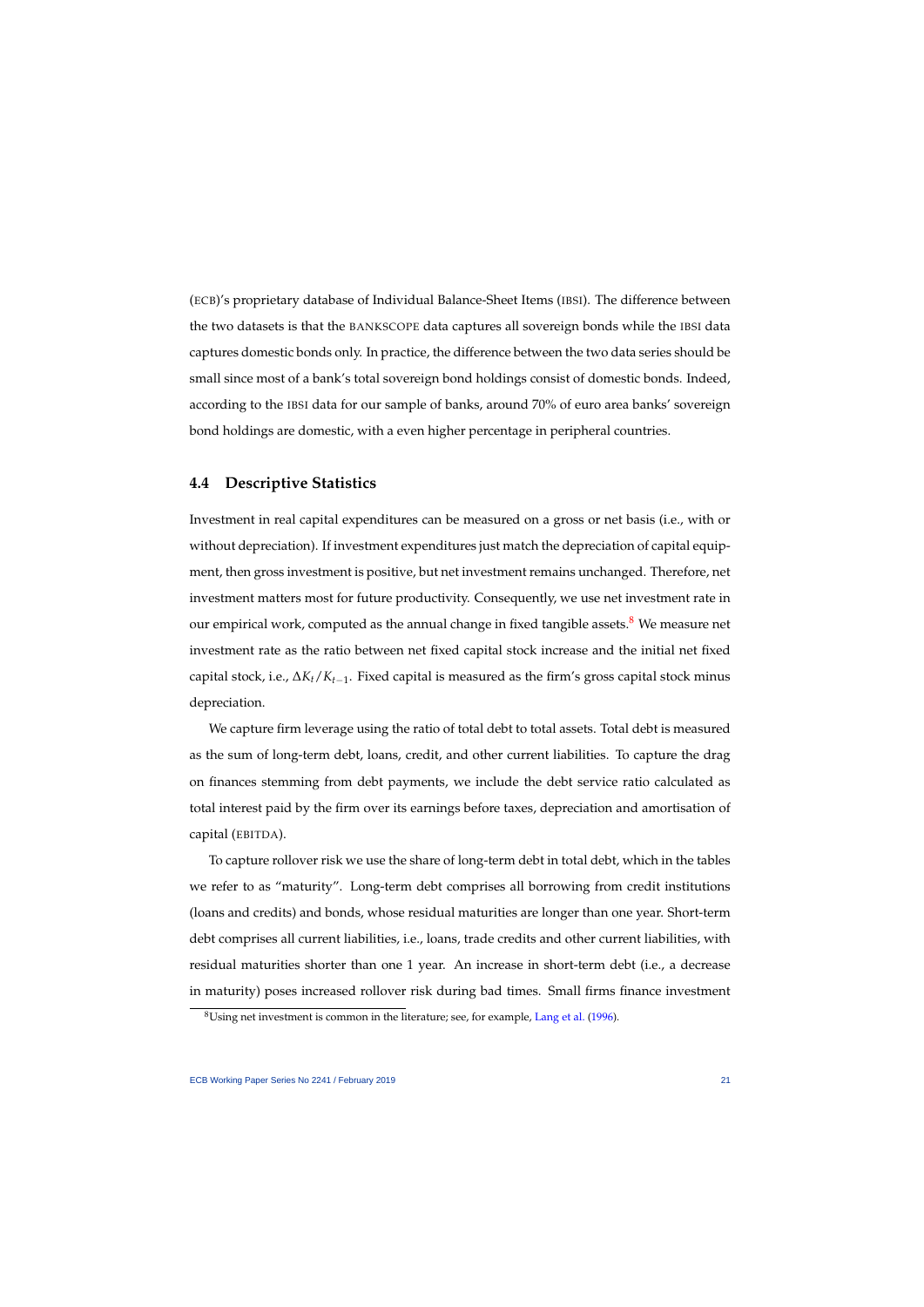(ECB)'s proprietary database of Individual Balance-Sheet Items (IBSI). The difference between the two datasets is that the BANKSCOPE data captures all sovereign bonds while the IBSI data captures domestic bonds only. In practice, the difference between the two data series should be small since most of a bank's total sovereign bond holdings consist of domestic bonds. Indeed, according to the IBSI data for our sample of banks, around 70% of euro area banks' sovereign bond holdings are domestic, with a even higher percentage in peripheral countries.

### 4.4 Descriptive Statistics

Investment in real capital expenditures can be measured on a gross or net basis (i.e., with or without depreciation). If investment expenditures just match the depreciation of capital equipment, then gross investment is positive, but net investment remains unchanged. Therefore, net investment matters most for future productivity. Consequently, we use net investment rate in our empirical work, computed as the annual change in fixed tangible assets.[8] We measure net investment rate as the ratio between net fixed capital stock increase and the initial net fixed capital stock, i.e., $\Delta K_t / K_{t-1}$. Fixed capital is measured as the firm's gross capital stock minus depreciation.

We capture firm leverage using the ratio of total debt to total assets. Total debt is measured as the sum of long-term debt, loans, credit, and other current liabilities. To capture the drag on finances stemming from debt payments, we include the debt service ratio calculated as total interest paid by the firm over its earnings before taxes, depreciation and amortisation of capital (EBITDA).

To capture rollover risk we use the share of long-term debt in total debt, which in the tables we refer to as "maturity". Long-term debt comprises all borrowing from credit institutions (loans and credits) and bonds, whose residual maturities are longer than one year. Short-term debt comprises all current liabilities, i.e., loans, trade credits and other current liabilities, with residual maturities shorter than one 1 year. An increase in short-term debt (i.e., a decrease in maturity) poses increased rollover risk during bad times. Small firms finance investment

[8] Using net investment is common in the literature; see, for example, Lang et al. (1996).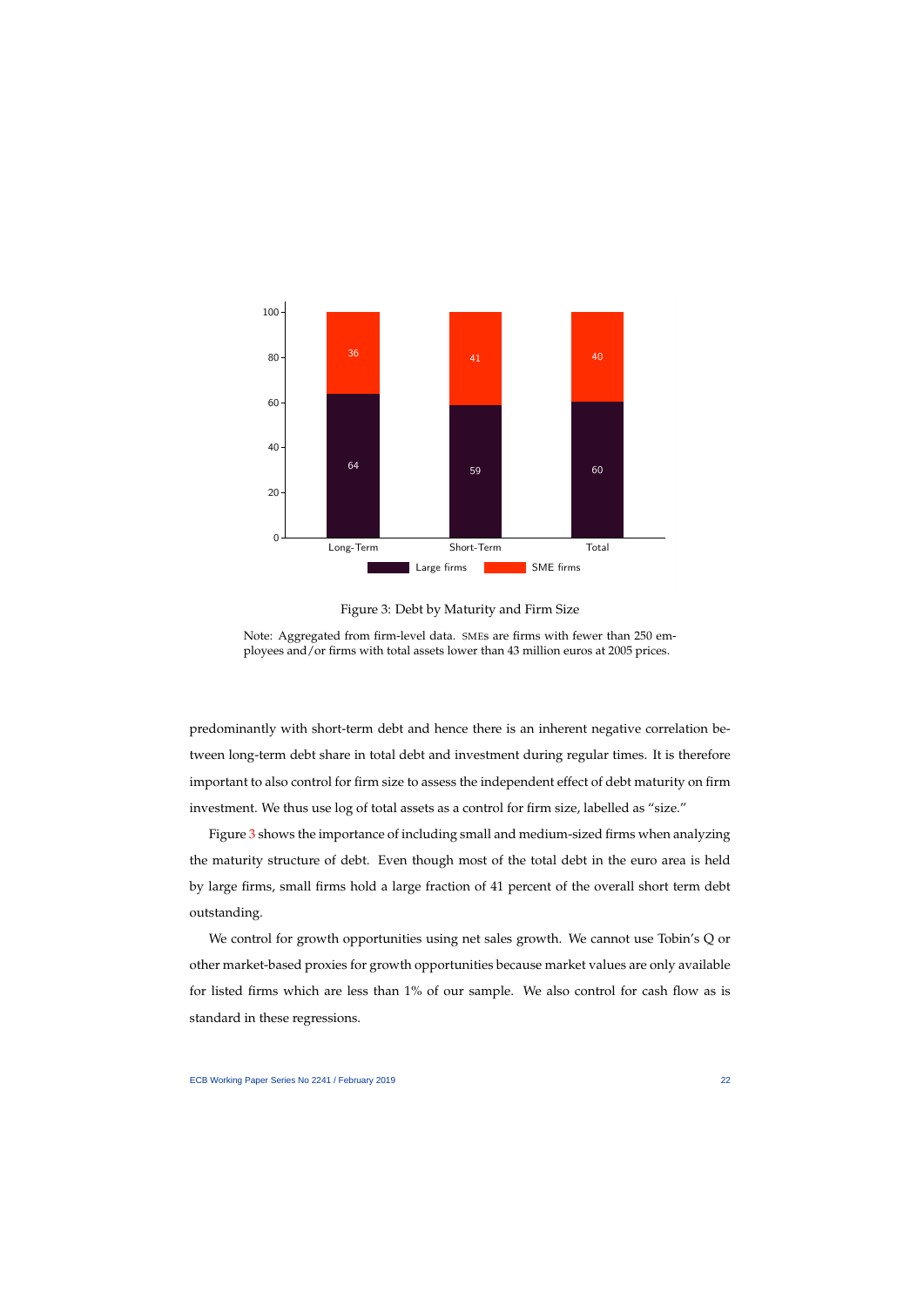Figure 3: Debt by Maturity and Firm Size

Note: Aggregated from firm-level data. SMEs are firms with fewer than 250 employees and/or firms with total assets lower than 43 million euros at 2005 prices.

predominantly with short-term debt and hence there is an inherent negative correlation between long-term debt share in total debt and investment during regular times. It is therefore important to also control for firm size to assess the independent effect of debt maturity on firm investment. We thus use log of total assets as a control for firm size, labelled as "size."

Figure 3 shows the importance of including small and medium-sized firms when analyzing the maturity structure of debt. Even though most of the total debt in the euro area is held by large firms, small firms hold a large fraction of 41 percent of the overall short term debt outstanding.

We control for growth opportunities using net sales growth. We cannot use Tobin's Q or other market-based proxies for growth opportunities because market values are only available for listed firms which are less than 1% of our sample. We also control for cash flow as is standard in these regressions.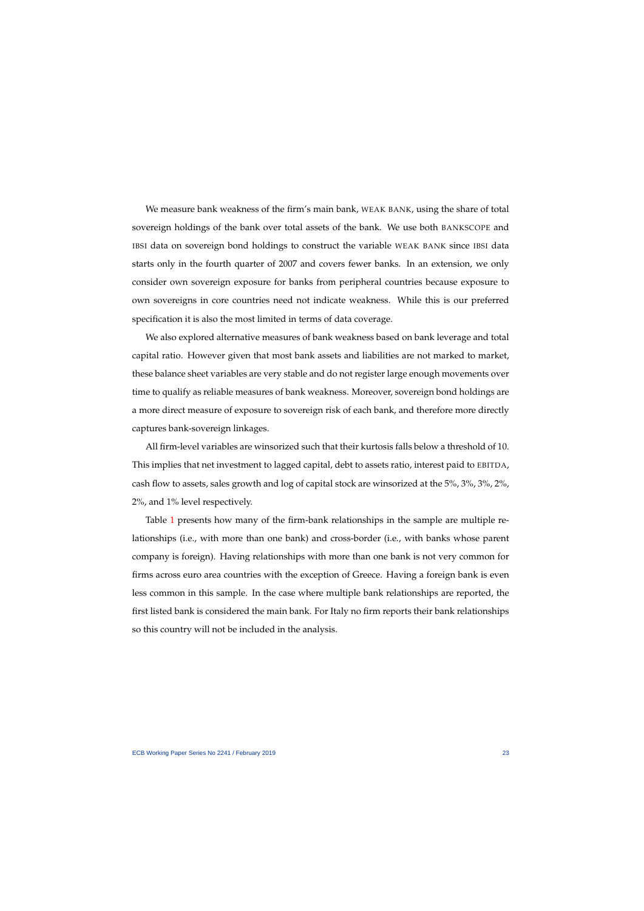We measure bank weakness of the firm's main bank, WEAK BANK, using the share of total sovereign holdings of the bank over total assets of the bank. We use both BANKSCOPE and IBSI data on sovereign bond holdings to construct the variable WEAK BANK since IBSI data starts only in the fourth quarter of 2007 and covers fewer banks. In an extension, we only consider own sovereign exposure for banks from peripheral countries because exposure to own sovereigns in core countries need not indicate weakness. While this is our preferred specification it is also the most limited in terms of data coverage.

We also explored alternative measures of bank weakness based on bank leverage and total capital ratio. However given that most bank assets and liabilities are not marked to market, these balance sheet variables are very stable and do not register large enough movements over time to qualify as reliable measures of bank weakness. Moreover, sovereign bond holdings are a more direct measure of exposure to sovereign risk of each bank, and therefore more directly captures bank-sovereign linkages.

All firm-level variables are winsorized such that their kurtosis falls below a threshold of 10. This implies that net investment to lagged capital, debt to assets ratio, interest paid to EBITDA, cash flow to assets, sales growth and log of capital stock are winsorized at the 5%, 3%, 3%, 2%, 2%, and 1% level respectively.

Table 1 presents how many of the firm-bank relationships in the sample are multiple relationships (i.e., with more than one bank) and cross-border (i.e., with banks whose parent company is foreign). Having relationships with more than one bank is not very common for firms across euro area countries with the exception of Greece. Having a foreign bank is even less common in this sample. In the case where multiple bank relationships are reported, the first listed bank is considered the main bank. For Italy no firm reports their bank relationships so this country will not be included in the analysis.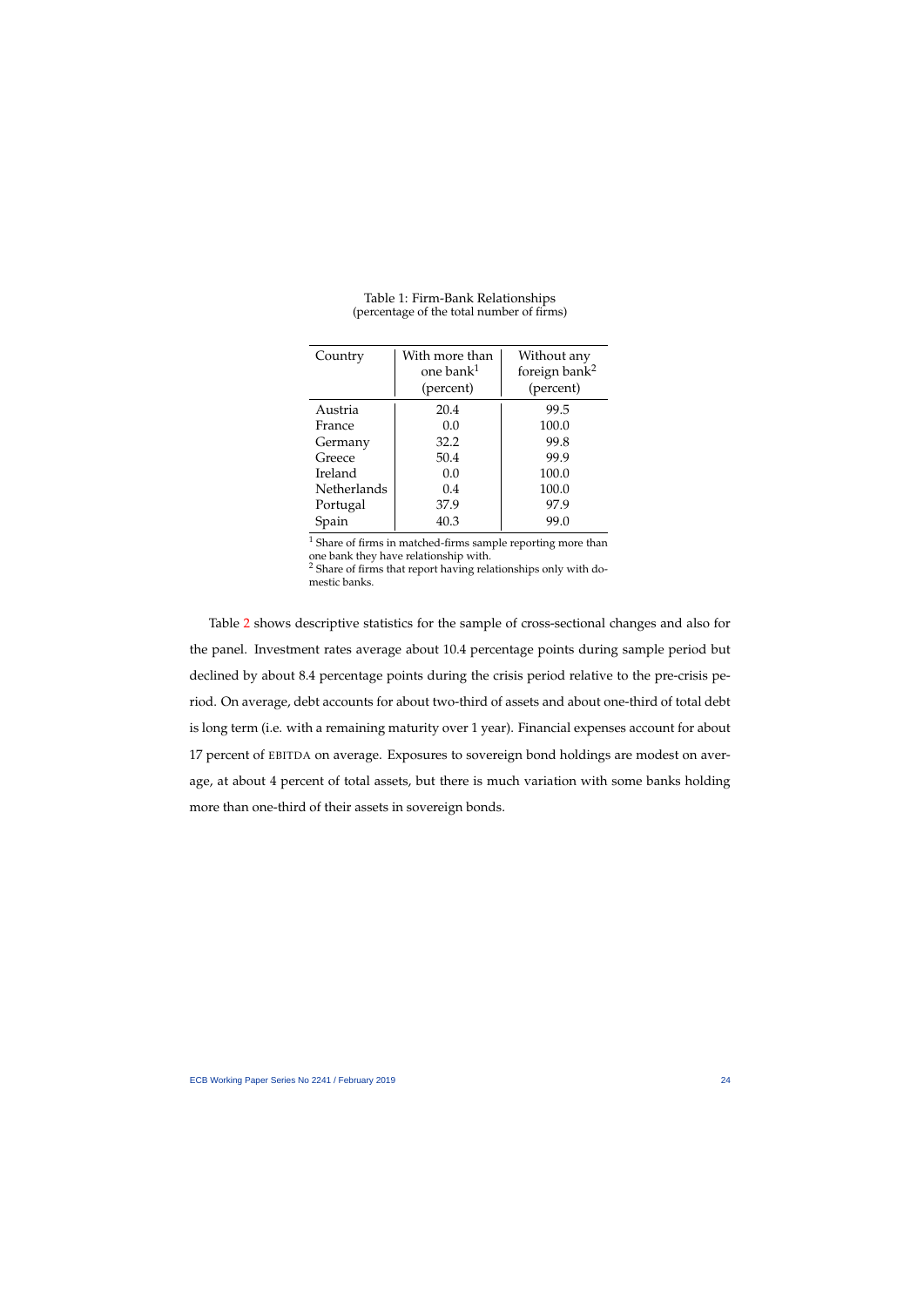Table 1: Firm-Bank Relationships
(percentage of the total number of firms)

| Country | With more than one bank[1] (percent) | Without any foreign bank[2] (percent) |
|---|---|---|
| Austria | 20.4 | 99.5 |
| France | 0.0 | 100.0 |
| Germany | 32.2 | 99.8 |
| Greece | 50.4 | 99.9 |
| Ireland | 0.0 | 100.0 |
| Netherlands | 0.4 | 100.0 |
| Portugal | 37.9 | 97.9 |
| Spain | 40.3 | 99.0 |

[1] Share of firms in matched-firms sample reporting more than one bank they have relationship with.
[2] Share of firms that report having relationships only with domestic banks.

Table 2 shows descriptive statistics for the sample of cross-sectional changes and also for the panel. Investment rates average about 10.4 percentage points during sample period but declined by about 8.4 percentage points during the crisis period relative to the pre-crisis period. On average, debt accounts for about two-third of assets and about one-third of total debt is long term (i.e. with a remaining maturity over 1 year). Financial expenses account for about 17 percent of EBITDA on average. Exposures to sovereign bond holdings are modest on average, at about 4 percent of total assets, but there is much variation with some banks holding more than one-third of their assets in sovereign bonds.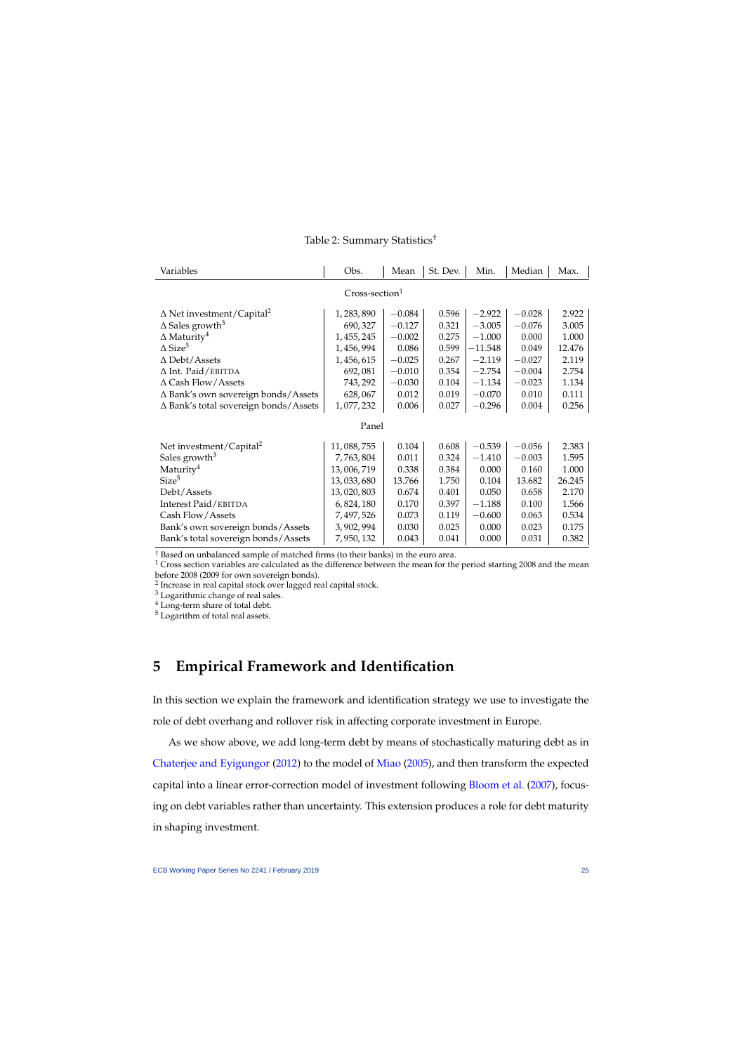Table 2: Summary Statistics[†]

| Variables | Obs. | Mean | St. Dev. | Min. | Median | Max. |
|---|---|---|---|---|---|---|
| | | Cross-section[1] | | | | |
| Δ Net investment/Capital[2] | 1,283,890 | −0.084 | 0.596 | −2.922 | −0.028 | 2.922 |
| Δ Sales growth[3] | 690,327 | −0.127 | 0.321 | −3.005 | −0.076 | 3.005 |
| Δ Maturity[4] | 1,455,245 | −0.002 | 0.275 | −1.000 | 0.000 | 1.000 |
| Δ Size[5] | 1,456,994 | 0.086 | 0.599 | −11.548 | 0.049 | 12.476 |
| Δ Debt/Assets | 1,456,615 | −0.025 | 0.267 | −2.119 | −0.027 | 2.119 |
| Δ Int. Paid/EBITDA | 692,081 | −0.010 | 0.354 | −2.754 | −0.004 | 2.754 |
| Δ Cash Flow/Assets | 743,292 | −0.030 | 0.104 | −1.134 | −0.023 | 1.134 |
| Δ Bank's own sovereign bonds/Assets | 628,067 | 0.012 | 0.019 | −0.070 | 0.010 | 0.111 |
| Δ Bank's total sovereign bonds/Assets | 1,077,232 | 0.006 | 0.027 | −0.296 | 0.004 | 0.256 |
| | | Panel | | | | |
| Net investment/Capital[2] | 11,088,755 | 0.104 | 0.608 | −0.539 | −0.056 | 2.383 |
| Sales growth[3] | 7,763,804 | 0.011 | 0.324 | −1.410 | −0.003 | 1.595 |
| Maturity[4] | 13,006,719 | 0.338 | 0.384 | 0.000 | 0.160 | 1.000 |
| Size[5] | 13,033,680 | 13.766 | 1.750 | 0.104 | 13.682 | 26.245 |
| Debt/Assets | 13,020,803 | 0.674 | 0.401 | 0.050 | 0.658 | 2.170 |
| Interest Paid/EBITDA | 6,824,180 | 0.170 | 0.397 | −1.188 | 0.100 | 1.566 |
| Cash Flow/Assets | 7,497,526 | 0.073 | 0.119 | −0.600 | 0.063 | 0.534 |
| Bank's own sovereign bonds/Assets | 3,902,994 | 0.030 | 0.025 | 0.000 | 0.023 | 0.175 |
| Bank's total sovereign bonds/Assets | 7,950,132 | 0.043 | 0.041 | 0.000 | 0.031 | 0.382 |

[†] Based on unbalanced sample of matched firms (to their banks) in the euro area.
[1] Cross section variables are calculated as the difference between the mean for the period starting 2008 and the mean before 2008 (2009 for own sovereign bonds).
[2] Increase in real capital stock over lagged real capital stock.
[3] Logarithmic change of real sales.
[4] Long-term share of total debt.
[5] Logarithm of total real assets.

# 5 Empirical Framework and Identification

In this section we explain the framework and identification strategy we use to investigate the role of debt overhang and rollover risk in affecting corporate investment in Europe.

As we show above, we add long-term debt by means of stochastically maturing debt as in Chaterjee and Eyigungor (2012) to the model of Miao (2005), and then transform the expected capital into a linear error-correction model of investment following Bloom et al. (2007), focusing on debt variables rather than uncertainty. This extension produces a role for debt maturity in shaping investment.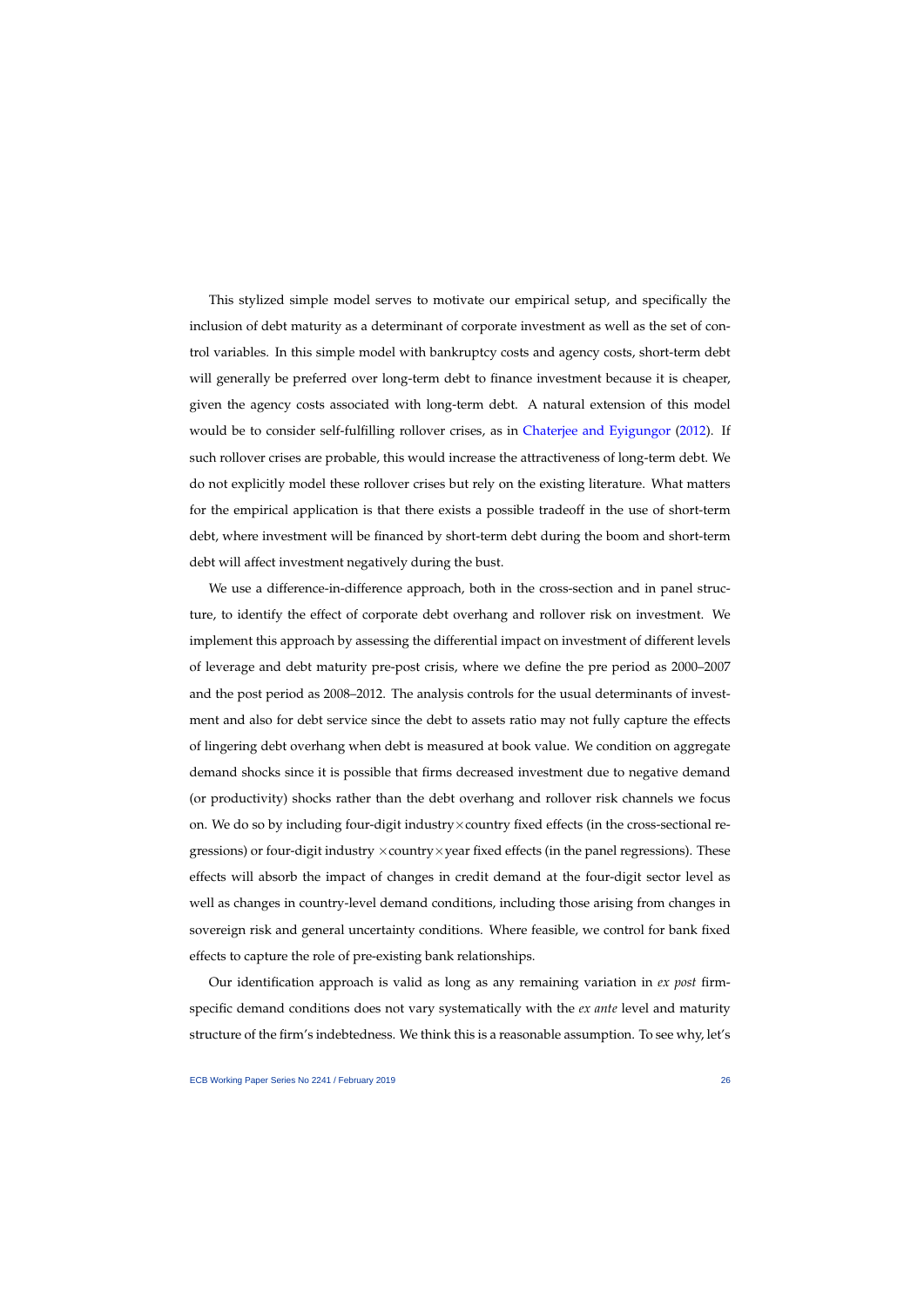This stylized simple model serves to motivate our empirical setup, and specifically the inclusion of debt maturity as a determinant of corporate investment as well as the set of control variables. In this simple model with bankruptcy costs and agency costs, short-term debt will generally be preferred over long-term debt to finance investment because it is cheaper, given the agency costs associated with long-term debt. A natural extension of this model would be to consider self-fulfilling rollover crises, as in Chaterjee and Eyigungor (2012). If such rollover crises are probable, this would increase the attractiveness of long-term debt. We do not explicitly model these rollover crises but rely on the existing literature. What matters for the empirical application is that there exists a possible tradeoff in the use of short-term debt, where investment will be financed by short-term debt during the boom and short-term debt will affect investment negatively during the bust.

We use a difference-in-difference approach, both in the cross-section and in panel structure, to identify the effect of corporate debt overhang and rollover risk on investment. We implement this approach by assessing the differential impact on investment of different levels of leverage and debt maturity pre-post crisis, where we define the pre period as 2000–2007 and the post period as 2008–2012. The analysis controls for the usual determinants of investment and also for debt service since the debt to assets ratio may not fully capture the effects of lingering debt overhang when debt is measured at book value. We condition on aggregate demand shocks since it is possible that firms decreased investment due to negative demand (or productivity) shocks rather than the debt overhang and rollover risk channels we focus on. We do so by including four-digit industry×country fixed effects (in the cross-sectional regressions) or four-digit industry ×country×year fixed effects (in the panel regressions). These effects will absorb the impact of changes in credit demand at the four-digit sector level as well as changes in country-level demand conditions, including those arising from changes in sovereign risk and general uncertainty conditions. Where feasible, we control for bank fixed effects to capture the role of pre-existing bank relationships.

Our identification approach is valid as long as any remaining variation in *ex post* firm-specific demand conditions does not vary systematically with the *ex ante* level and maturity structure of the firm's indebtedness. We think this is a reasonable assumption. To see why, let's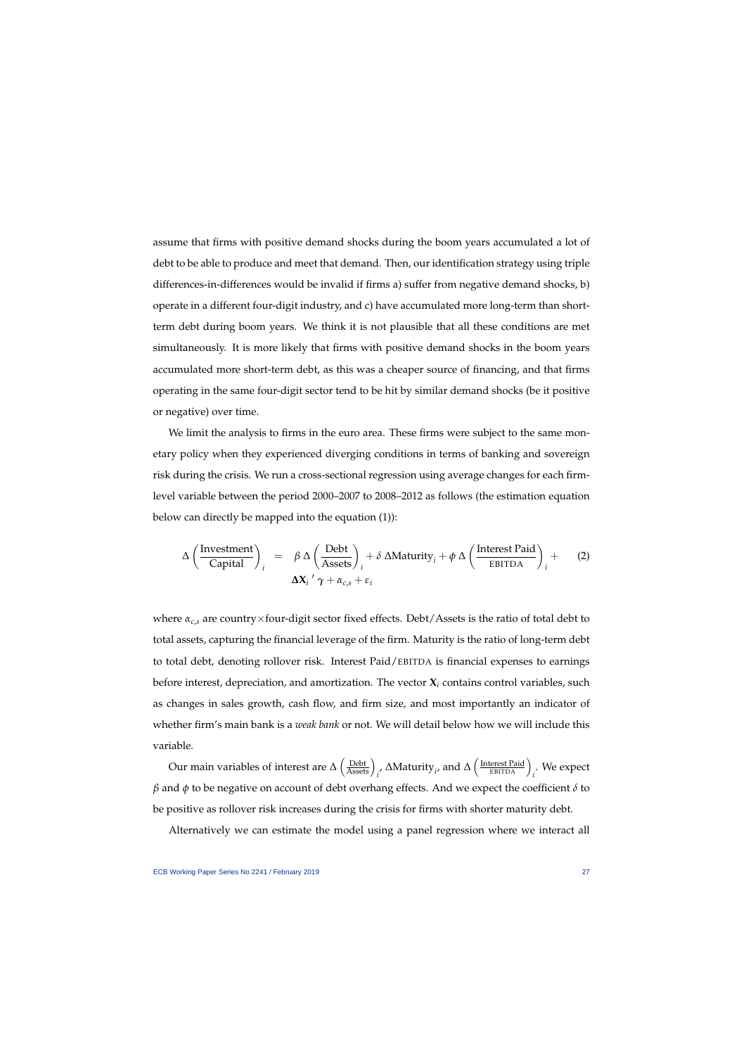assume that firms with positive demand shocks during the boom years accumulated a lot of debt to be able to produce and meet that demand. Then, our identification strategy using triple differences-in-differences would be invalid if firms a) suffer from negative demand shocks, b) operate in a different four-digit industry, and c) have accumulated more long-term than short-term debt during boom years. We think it is not plausible that all these conditions are met simultaneously. It is more likely that firms with positive demand shocks in the boom years accumulated more short-term debt, as this was a cheaper source of financing, and that firms operating in the same four-digit sector tend to be hit by similar demand shocks (be it positive or negative) over time.

We limit the analysis to firms in the euro area. These firms were subject to the same monetary policy when they experienced diverging conditions in terms of banking and sovereign risk during the crisis. We run a cross-sectional regression using average changes for each firm-level variable between the period 2000–2007 to 2008–2012 as follows (the estimation equation below can directly be mapped into the equation (1)):

$$\Delta\left(\frac{\text{Investment}}{\text{Capital}}\right)_i = \beta\,\Delta\left(\frac{\text{Debt}}{\text{Assets}}\right)_i + \delta\,\Delta\text{Maturity}_i + \phi\,\Delta\left(\frac{\text{Interest Paid}}{\text{EBITDA}}\right)_i + \boldsymbol{\Delta}\mathbf{X}_i{}'\,\boldsymbol{\gamma} + \alpha_{c,s} + \varepsilon_i \tag{2}$$

where $\alpha_{c,s}$ are country×four-digit sector fixed effects. Debt/Assets is the ratio of total debt to total assets, capturing the financial leverage of the firm. Maturity is the ratio of long-term debt to total debt, denoting rollover risk. Interest Paid/EBITDA is financial expenses to earnings before interest, depreciation, and amortization. The vector $\mathbf{X}_i$ contains control variables, such as changes in sales growth, cash flow, and firm size, and most importantly an indicator of whether firm's main bank is a *weak bank* or not. We will detail below how we will include this variable.

Our main variables of interest are $\Delta\left(\frac{\text{Debt}}{\text{Assets}}\right)_i$, $\Delta\text{Maturity}_i$, and $\Delta\left(\frac{\text{Interest Paid}}{\text{EBITDA}}\right)_i$. We expect $\beta$ and $\phi$ to be negative on account of debt overhang effects. And we expect the coefficient $\delta$ to be positive as rollover risk increases during the crisis for firms with shorter maturity debt.

Alternatively we can estimate the model using a panel regression where we interact all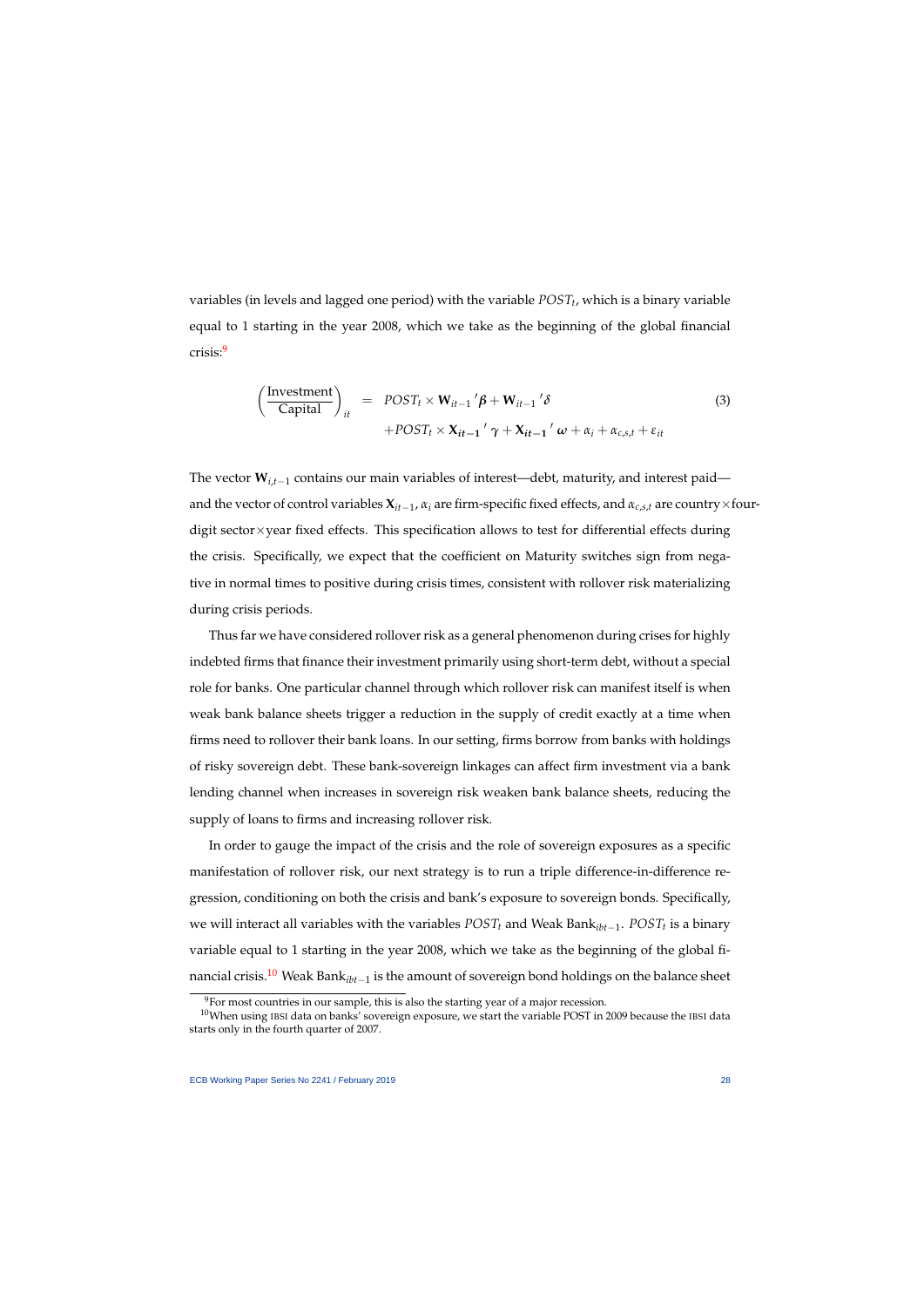variables (in levels and lagged one period) with the variable $POST_t$, which is a binary variable equal to 1 starting in the year 2008, which we take as the beginning of the global financial crisis:[9]

$$
\begin{aligned}
\left(\frac{\text{Investment}}{\text{Capital}}\right)_{it} &= POST_t \times \mathbf{W}_{it-1}{}'\boldsymbol{\beta} + \mathbf{W}_{it-1}{}'\boldsymbol{\delta} \\
&\quad + POST_t \times \mathbf{X}_{it-1}{}'\boldsymbol{\gamma} + \mathbf{X}_{it-1}{}'\boldsymbol{\omega} + \alpha_i + \alpha_{c,s,t} + \varepsilon_{it}
\end{aligned} \tag{3}
$$

The vector $\mathbf{W}_{i,t-1}$ contains our main variables of interest—debt, maturity, and interest paid—and the vector of control variables $\mathbf{X}_{it-1}$, $\alpha_i$ are firm-specific fixed effects, and $\alpha_{c,s,t}$ are country×four-digit sector×year fixed effects. This specification allows to test for differential effects during the crisis. Specifically, we expect that the coefficient on Maturity switches sign from negative in normal times to positive during crisis times, consistent with rollover risk materializing during crisis periods.

Thus far we have considered rollover risk as a general phenomenon during crises for highly indebted firms that finance their investment primarily using short-term debt, without a special role for banks. One particular channel through which rollover risk can manifest itself is when weak bank balance sheets trigger a reduction in the supply of credit exactly at a time when firms need to rollover their bank loans. In our setting, firms borrow from banks with holdings of risky sovereign debt. These bank-sovereign linkages can affect firm investment via a bank lending channel when increases in sovereign risk weaken bank balance sheets, reducing the supply of loans to firms and increasing rollover risk.

In order to gauge the impact of the crisis and the role of sovereign exposures as a specific manifestation of rollover risk, our next strategy is to run a triple difference-in-difference regression, conditioning on both the crisis and bank's exposure to sovereign bonds. Specifically, we will interact all variables with the variables $POST_t$ and Weak Bank$_{ibt-1}$. $POST_t$ is a binary variable equal to 1 starting in the year 2008, which we take as the beginning of the global financial crisis.[10] Weak Bank$_{ibt-1}$ is the amount of sovereign bond holdings on the balance sheet

[9] For most countries in our sample, this is also the starting year of a major recession.

[10] When using IBSI data on banks' sovereign exposure, we start the variable POST in 2009 because the IBSI data starts only in the fourth quarter of 2007.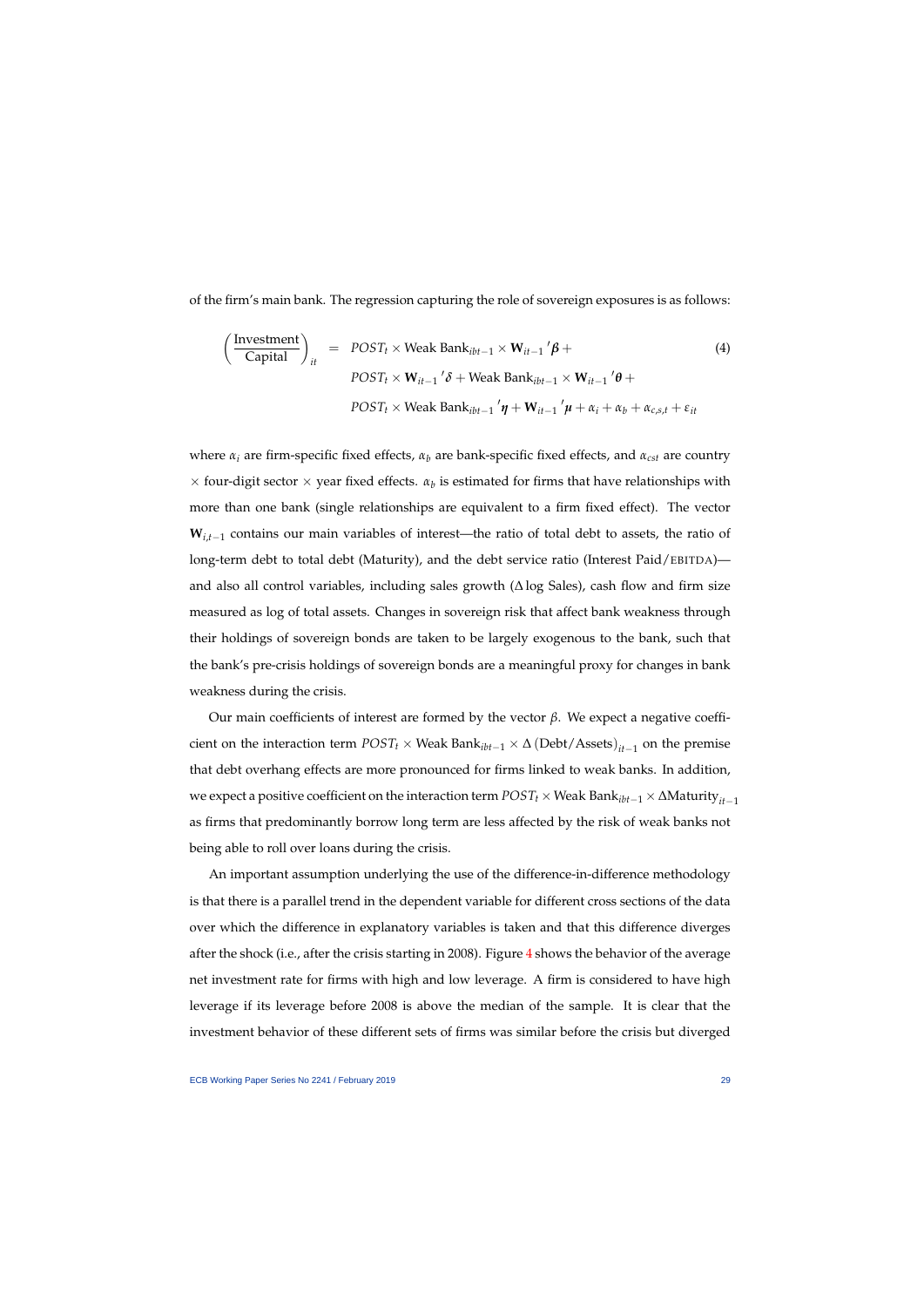of the firm's main bank. The regression capturing the role of sovereign exposures is as follows:

$$
\begin{aligned}
\left(\frac{\text{Investment}}{\text{Capital}}\right)_{it} = \; & POST_t \times \text{Weak Bank}_{ibt-1} \times \mathbf{W}_{it-1}{}'\boldsymbol{\beta} + \\
& POST_t \times \mathbf{W}_{it-1}{}'\boldsymbol{\delta} + \text{Weak Bank}_{ibt-1} \times \mathbf{W}_{it-1}{}'\boldsymbol{\theta} + \\
& POST_t \times \text{Weak Bank}_{ibt-1}{}'\boldsymbol{\eta} + \mathbf{W}_{it-1}{}'\boldsymbol{\mu} + \alpha_i + \alpha_b + \alpha_{c,s,t} + \varepsilon_{it}
\end{aligned}
\tag{4}
$$

where $\alpha_i$ are firm-specific fixed effects, $\alpha_b$ are bank-specific fixed effects, and $\alpha_{cst}$ are country $\times$ four-digit sector $\times$ year fixed effects. $\alpha_b$ is estimated for firms that have relationships with more than one bank (single relationships are equivalent to a firm fixed effect). The vector $\mathbf{W}_{i,t-1}$ contains our main variables of interest—the ratio of total debt to assets, the ratio of long-term debt to total debt (Maturity), and the debt service ratio (Interest Paid/EBITDA)—and also all control variables, including sales growth ($\Delta \log$ Sales), cash flow and firm size measured as log of total assets. Changes in sovereign risk that affect bank weakness through their holdings of sovereign bonds are taken to be largely exogenous to the bank, such that the bank's pre-crisis holdings of sovereign bonds are a meaningful proxy for changes in bank weakness during the crisis.

Our main coefficients of interest are formed by the vector $\beta$. We expect a negative coefficient on the interaction term $POST_t \times \text{Weak Bank}_{ibt-1} \times \Delta\,(\text{Debt/Assets})_{it-1}$ on the premise that debt overhang effects are more pronounced for firms linked to weak banks. In addition, we expect a positive coefficient on the interaction term $POST_t \times \text{Weak Bank}_{ibt-1} \times \Delta\text{Maturity}_{it-1}$ as firms that predominantly borrow long term are less affected by the risk of weak banks not being able to roll over loans during the crisis.

An important assumption underlying the use of the difference-in-difference methodology is that there is a parallel trend in the dependent variable for different cross sections of the data over which the difference in explanatory variables is taken and that this difference diverges after the shock (i.e., after the crisis starting in 2008). Figure 4 shows the behavior of the average net investment rate for firms with high and low leverage. A firm is considered to have high leverage if its leverage before 2008 is above the median of the sample. It is clear that the investment behavior of these different sets of firms was similar before the crisis but diverged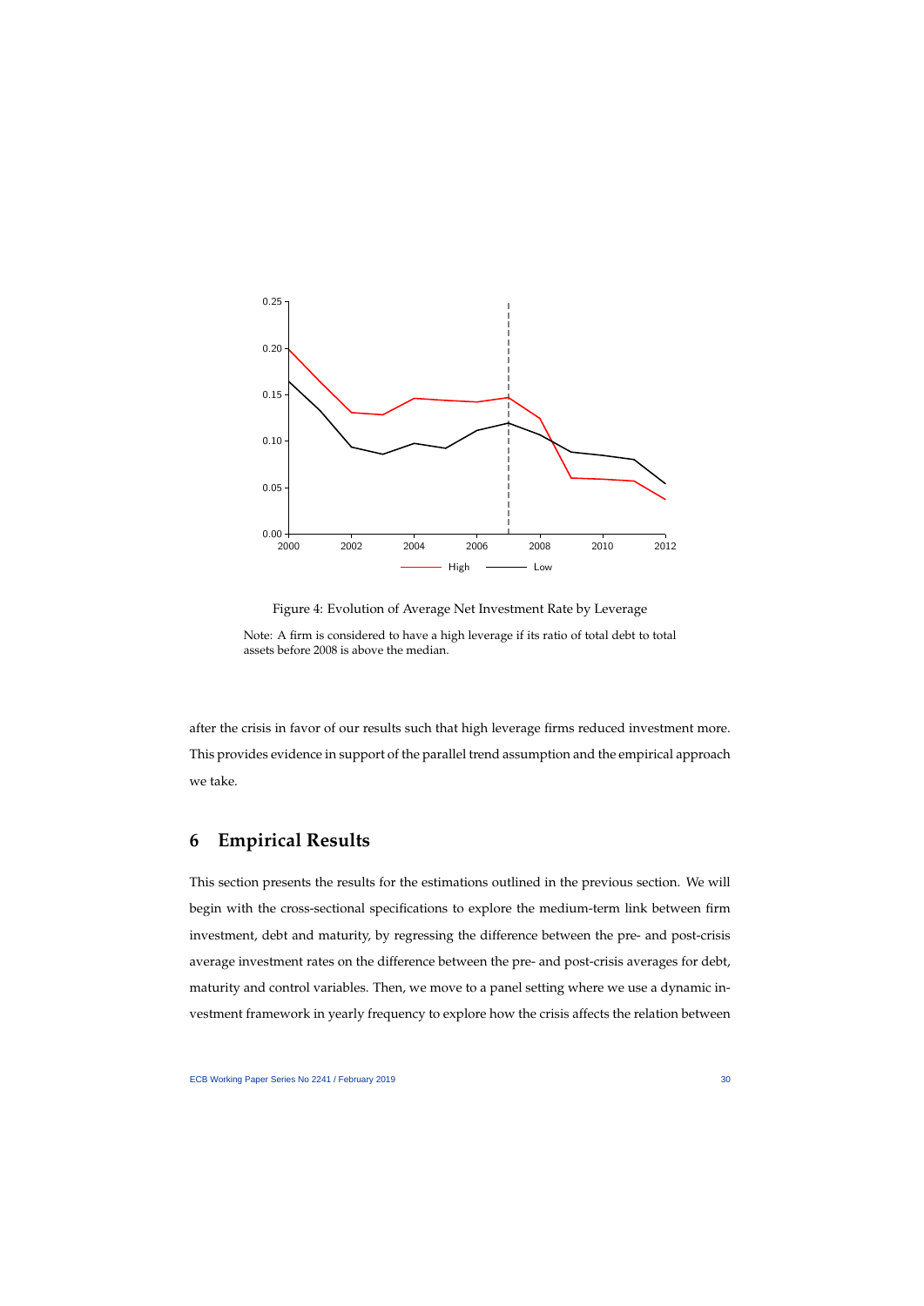Figure 4: Evolution of Average Net Investment Rate by Leverage

Note: A firm is considered to have a high leverage if its ratio of total debt to total assets before 2008 is above the median.

after the crisis in favor of our results such that high leverage firms reduced investment more. This provides evidence in support of the parallel trend assumption and the empirical approach we take.

## 6 Empirical Results

This section presents the results for the estimations outlined in the previous section. We will begin with the cross-sectional specifications to explore the medium-term link between firm investment, debt and maturity, by regressing the difference between the pre- and post-crisis average investment rates on the difference between the pre- and post-crisis averages for debt, maturity and control variables. Then, we move to a panel setting where we use a dynamic investment framework in yearly frequency to explore how the crisis affects the relation between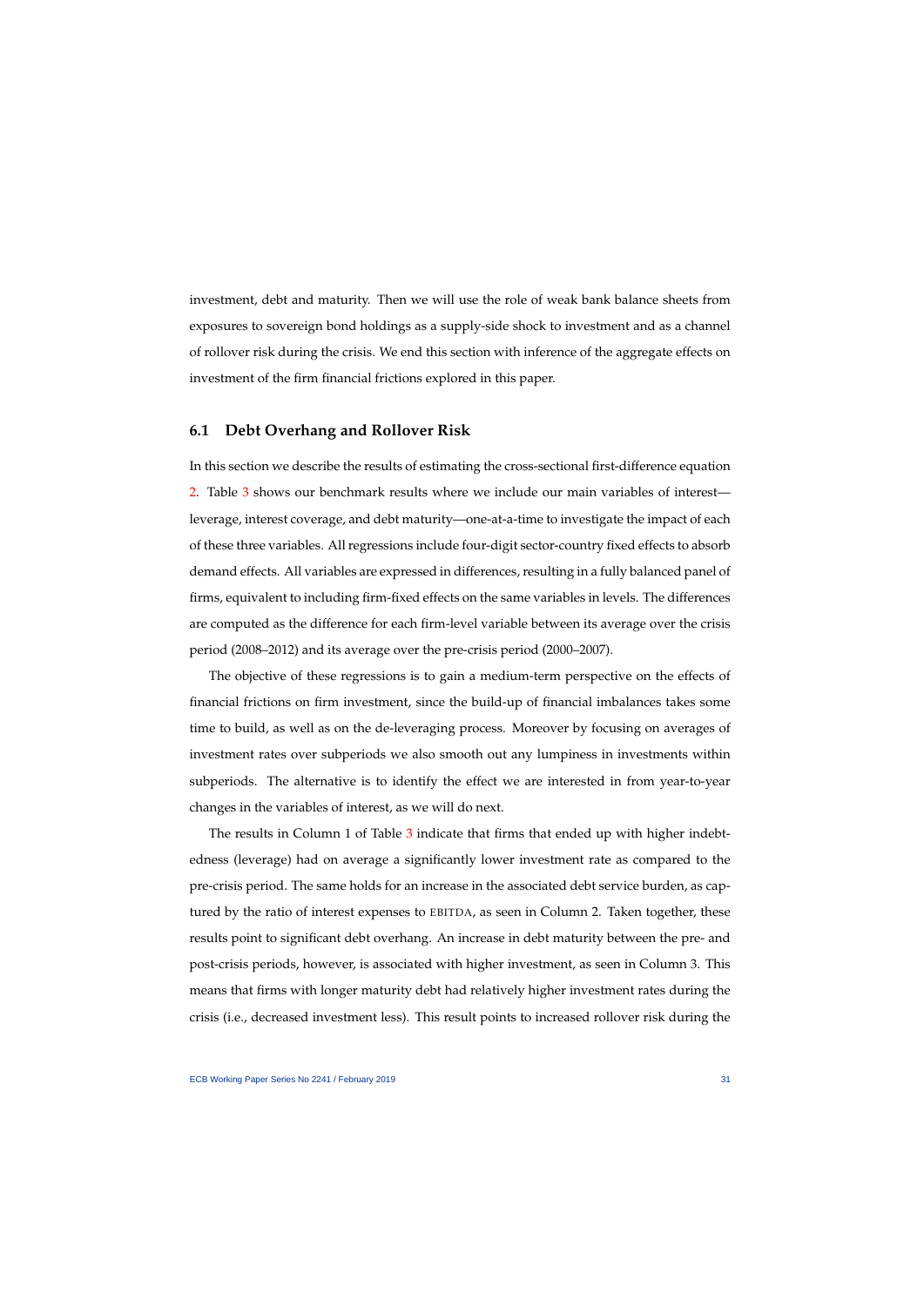investment, debt and maturity. Then we will use the role of weak bank balance sheets from exposures to sovereign bond holdings as a supply-side shock to investment and as a channel of rollover risk during the crisis. We end this section with inference of the aggregate effects on investment of the firm financial frictions explored in this paper.

## 6.1 Debt Overhang and Rollover Risk

In this section we describe the results of estimating the cross-sectional first-difference equation 2. Table 3 shows our benchmark results where we include our main variables of interest—leverage, interest coverage, and debt maturity—one-at-a-time to investigate the impact of each of these three variables. All regressions include four-digit sector-country fixed effects to absorb demand effects. All variables are expressed in differences, resulting in a fully balanced panel of firms, equivalent to including firm-fixed effects on the same variables in levels. The differences are computed as the difference for each firm-level variable between its average over the crisis period (2008–2012) and its average over the pre-crisis period (2000–2007).

The objective of these regressions is to gain a medium-term perspective on the effects of financial frictions on firm investment, since the build-up of financial imbalances takes some time to build, as well as on the de-leveraging process. Moreover by focusing on averages of investment rates over subperiods we also smooth out any lumpiness in investments within subperiods. The alternative is to identify the effect we are interested in from year-to-year changes in the variables of interest, as we will do next.

The results in Column 1 of Table 3 indicate that firms that ended up with higher indebtedness (leverage) had on average a significantly lower investment rate as compared to the pre-crisis period. The same holds for an increase in the associated debt service burden, as captured by the ratio of interest expenses to EBITDA, as seen in Column 2. Taken together, these results point to significant debt overhang. An increase in debt maturity between the pre- and post-crisis periods, however, is associated with higher investment, as seen in Column 3. This means that firms with longer maturity debt had relatively higher investment rates during the crisis (i.e., decreased investment less). This result points to increased rollover risk during the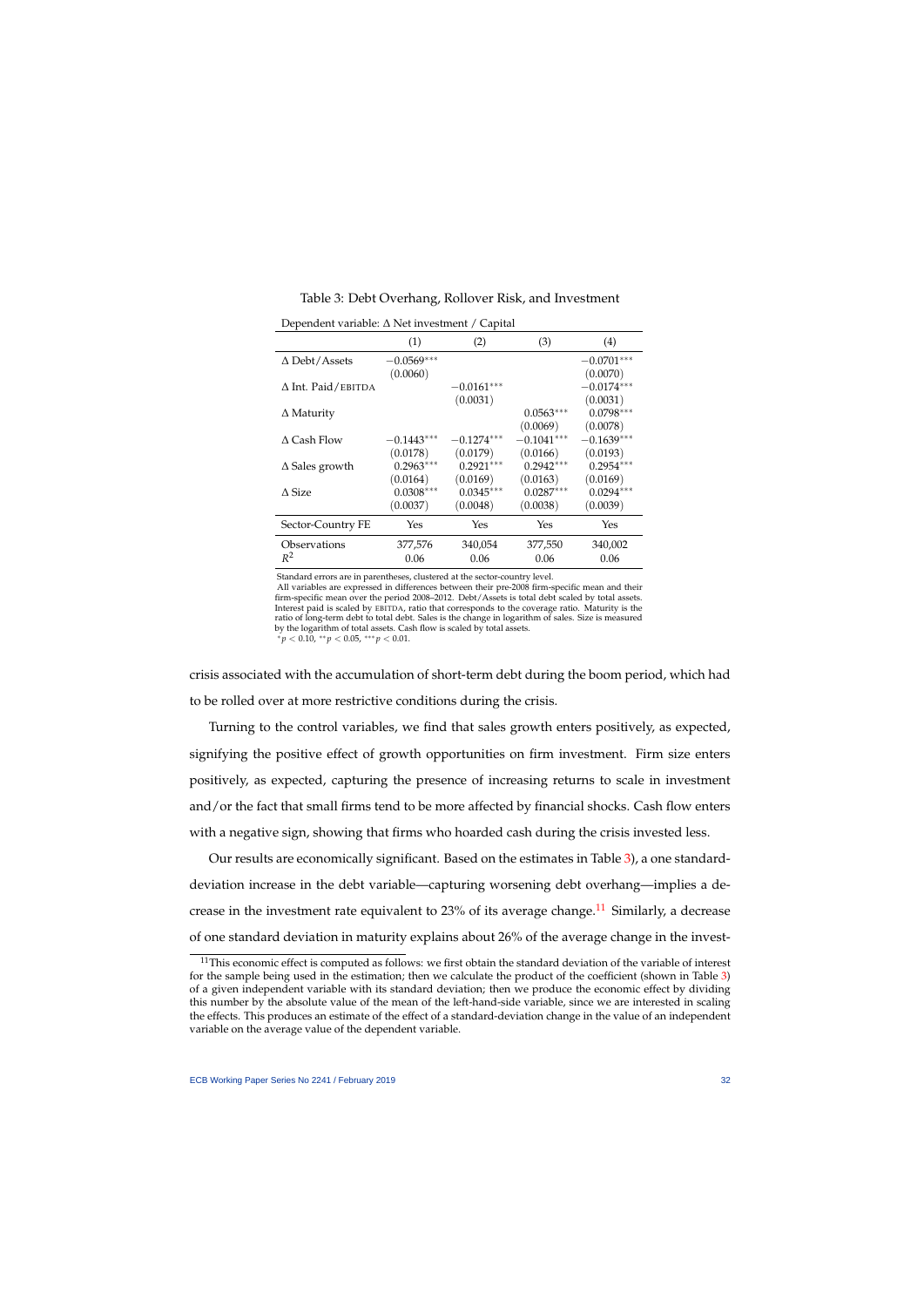Table 3: Debt Overhang, Rollover Risk, and Investment

Dependent variable: Δ Net investment / Capital

| | (1) | (2) | (3) | (4) |
|---|---|---|---|---|
| Δ Debt/Assets | $-0.0569^{***}$ | | | $-0.0701^{***}$ |
| | (0.0060) | | | (0.0070) |
| Δ Int. Paid/EBITDA | | $-0.0161^{***}$ | | $-0.0174^{***}$ |
| | | (0.0031) | | (0.0031) |
| Δ Maturity | | | $0.0563^{***}$ | $0.0798^{***}$ |
| | | | (0.0069) | (0.0078) |
| Δ Cash Flow | $-0.1443^{***}$ | $-0.1274^{***}$ | $-0.1041^{***}$ | $-0.1639^{***}$ |
| | (0.0178) | (0.0179) | (0.0166) | (0.0193) |
| Δ Sales growth | $0.2963^{***}$ | $0.2921^{***}$ | $0.2942^{***}$ | $0.2954^{***}$ |
| | (0.0164) | (0.0169) | (0.0163) | (0.0169) |
| Δ Size | $0.0308^{***}$ | $0.0345^{***}$ | $0.0287^{***}$ | $0.0294^{***}$ |
| | (0.0037) | (0.0048) | (0.0038) | (0.0039) |
| Sector-Country FE | Yes | Yes | Yes | Yes |
| Observations | 377,576 | 340,054 | 377,550 | 340,002 |
| $R^2$ | 0.06 | 0.06 | 0.06 | 0.06 |

Standard errors are in parentheses, clustered at the sector-country level.
All variables are expressed in differences between their pre-2008 firm-specific mean and their firm-specific mean over the period 2008–2012. Debt/Assets is total debt scaled by total assets. Interest paid is scaled by EBITDA, ratio that corresponds to the coverage ratio. Maturity is the ratio of long-term debt to total debt. Sales is the change in logarithm of sales. Size is measured by the logarithm of total assets. Cash flow is scaled by total assets.
$^{*}p < 0.10$, $^{**}p < 0.05$, $^{***}p < 0.01$.

crisis associated with the accumulation of short-term debt during the boom period, which had to be rolled over at more restrictive conditions during the crisis.

Turning to the control variables, we find that sales growth enters positively, as expected, signifying the positive effect of growth opportunities on firm investment. Firm size enters positively, as expected, capturing the presence of increasing returns to scale in investment and/or the fact that small firms tend to be more affected by financial shocks. Cash flow enters with a negative sign, showing that firms who hoarded cash during the crisis invested less.

Our results are economically significant. Based on the estimates in Table 3), a one standard-deviation increase in the debt variable—capturing worsening debt overhang—implies a decrease in the investment rate equivalent to 23% of its average change.[11] Similarly, a decrease of one standard deviation in maturity explains about 26% of the average change in the invest-

[11] This economic effect is computed as follows: we first obtain the standard deviation of the variable of interest for the sample being used in the estimation; then we calculate the product of the coefficient (shown in Table 3) of a given independent variable with its standard deviation; then we produce the economic effect by dividing this number by the absolute value of the mean of the left-hand-side variable, since we are interested in scaling the effects. This produces an estimate of the effect of a standard-deviation change in the value of an independent variable on the average value of the dependent variable.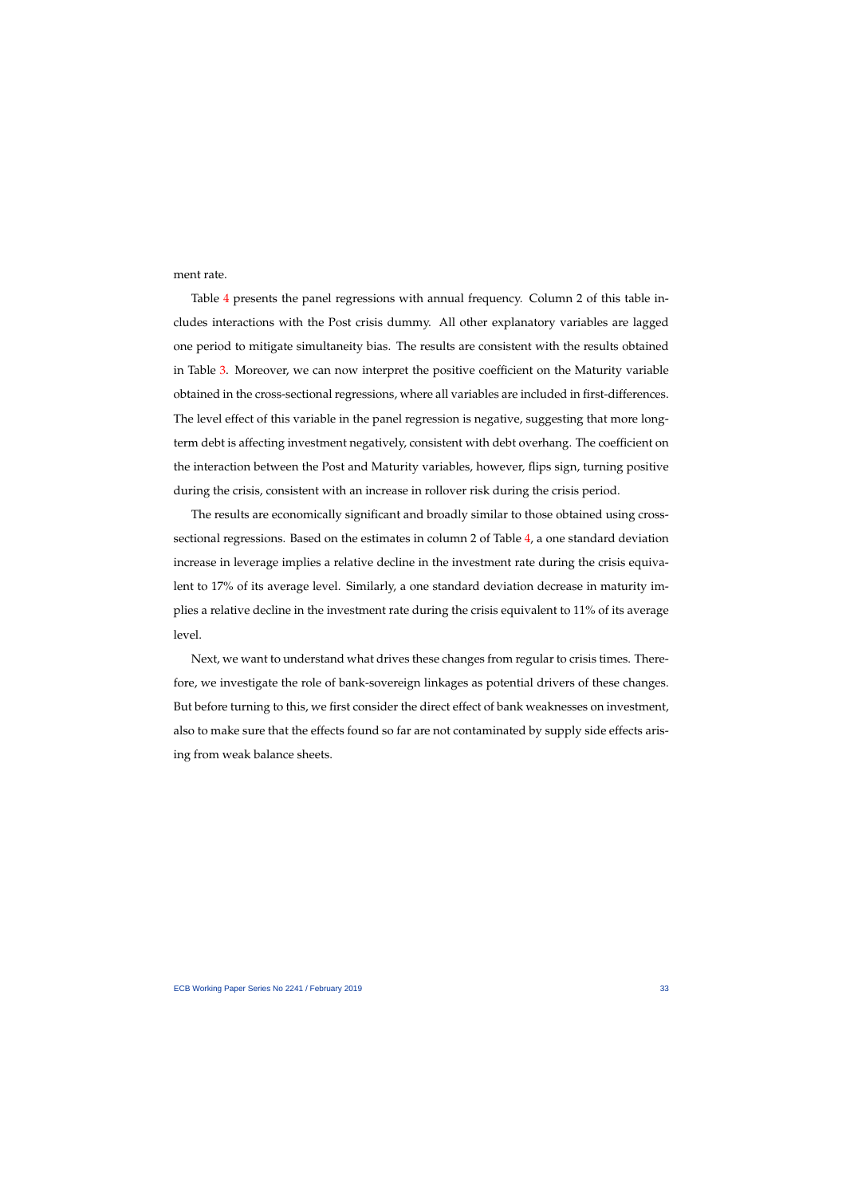ment rate.

Table 4 presents the panel regressions with annual frequency. Column 2 of this table includes interactions with the Post crisis dummy. All other explanatory variables are lagged one period to mitigate simultaneity bias. The results are consistent with the results obtained in Table 3. Moreover, we can now interpret the positive coefficient on the Maturity variable obtained in the cross-sectional regressions, where all variables are included in first-differences. The level effect of this variable in the panel regression is negative, suggesting that more long-term debt is affecting investment negatively, consistent with debt overhang. The coefficient on the interaction between the Post and Maturity variables, however, flips sign, turning positive during the crisis, consistent with an increase in rollover risk during the crisis period.

The results are economically significant and broadly similar to those obtained using cross-sectional regressions. Based on the estimates in column 2 of Table 4, a one standard deviation increase in leverage implies a relative decline in the investment rate during the crisis equivalent to 17% of its average level. Similarly, a one standard deviation decrease in maturity implies a relative decline in the investment rate during the crisis equivalent to 11% of its average level.

Next, we want to understand what drives these changes from regular to crisis times. Therefore, we investigate the role of bank-sovereign linkages as potential drivers of these changes. But before turning to this, we first consider the direct effect of bank weaknesses on investment, also to make sure that the effects found so far are not contaminated by supply side effects arising from weak balance sheets.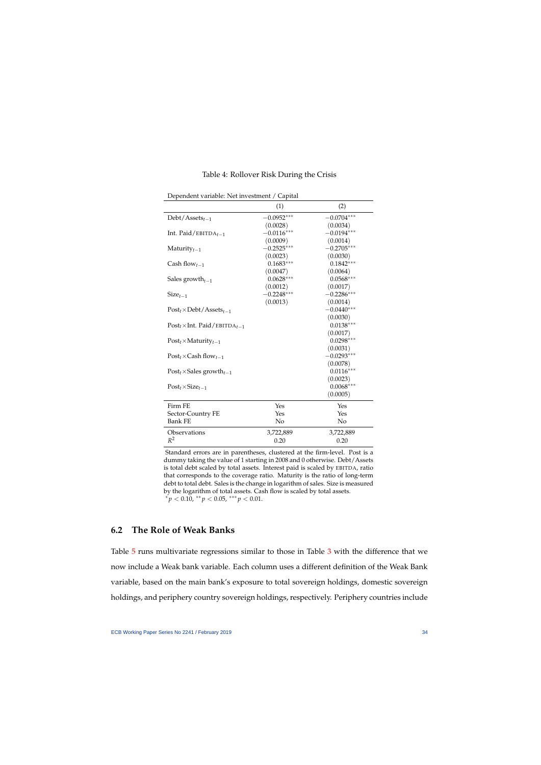Table 4: Rollover Risk During the Crisis

Dependent variable: Net investment / Capital

| | (1) | (2) |
|---|---|---|
| Debt/Assets$_{t-1}$ | $-0.0952^{***}$ | $-0.0704^{***}$ |
| | (0.0028) | (0.0034) |
| Int. Paid/EBITDA$_{t-1}$ | $-0.0116^{***}$ | $-0.0194^{***}$ |
| | (0.0009) | (0.0014) |
| Maturity$_{t-1}$ | $-0.2525^{***}$ | $-0.2705^{***}$ |
| | (0.0023) | (0.0030) |
| Cash flow$_{t-1}$ | $0.1683^{***}$ | $0.1842^{***}$ |
| | (0.0047) | (0.0064) |
| Sales growth$_{t-1}$ | $0.0628^{***}$ | $0.0568^{***}$ |
| | (0.0012) | (0.0017) |
| Size$_{t-1}$ | $-0.2248^{***}$ | $-0.2286^{***}$ |
| | (0.0013) | (0.0014) |
| Post$_t \times$Debt/Assets$_{t-1}$ | | $-0.0440^{***}$ |
| | | (0.0030) |
| Post$_t \times$Int. Paid/EBITDA$_{t-1}$ | | $0.0138^{***}$ |
| | | (0.0017) |
| Post$_t \times$Maturity$_{t-1}$ | | $0.0298^{***}$ |
| | | (0.0031) |
| Post$_t \times$Cash flow$_{t-1}$ | | $-0.0293^{***}$ |
| | | (0.0078) |
| Post$_t \times$Sales growth$_{t-1}$ | | $0.0116^{***}$ |
| | | (0.0023) |
| Post$_t \times$Size$_{t-1}$ | | $0.0068^{***}$ |
| | | (0.0005) |
| Firm FE | Yes | Yes |
| Sector-Country FE | Yes | Yes |
| Bank FE | No | No |
| Observations | 3,722,889 | 3,722,889 |
| $R^2$ | 0.20 | 0.20 |

Standard errors are in parentheses, clustered at the firm-level. Post is a dummy taking the value of 1 starting in 2008 and 0 otherwise. Debt/Assets is total debt scaled by total assets. Interest paid is scaled by EBITDA, ratio that corresponds to the coverage ratio. Maturity is the ratio of long-term debt to total debt. Sales is the change in logarithm of sales. Size is measured by the logarithm of total assets. Cash flow is scaled by total assets.
$^{*}p < 0.10$, $^{**}p < 0.05$, $^{***}p < 0.01$.

## 6.2 The Role of Weak Banks

Table 5 runs multivariate regressions similar to those in Table 3 with the difference that we now include a Weak bank variable. Each column uses a different definition of the Weak Bank variable, based on the main bank's exposure to total sovereign holdings, domestic sovereign holdings, and periphery country sovereign holdings, respectively. Periphery countries include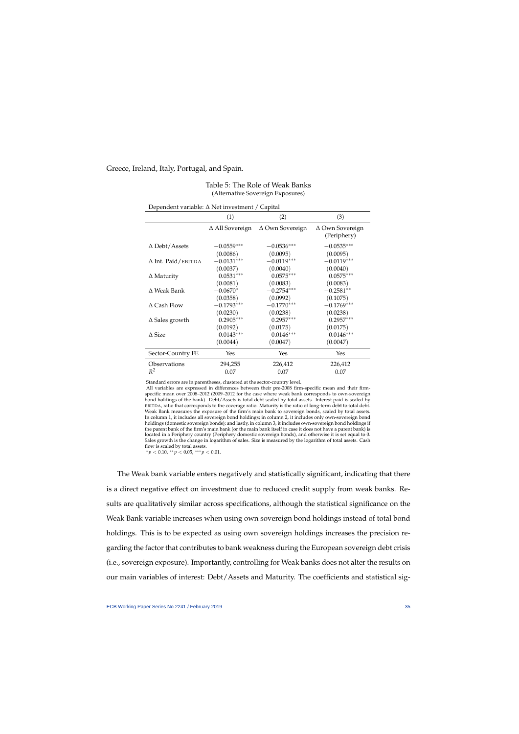Greece, Ireland, Italy, Portugal, and Spain.

Table 5: The Role of Weak Banks
(Alternative Sovereign Exposures)

| Dependent variable: Δ Net investment / Capital | (1) | (2) | (3) |
|---|---|---|---|
| | Δ All Sovereign | Δ Own Sovereign | Δ Own Sovereign (Periphery) |
| Δ Debt/Assets | $-0.0559^{***}$ | $-0.0536^{***}$ | $-0.0535^{***}$ |
| | (0.0086) | (0.0095) | (0.0095) |
| Δ Int. Paid/EBITDA | $-0.0131^{***}$ | $-0.0119^{***}$ | $-0.0119^{***}$ |
| | (0.0037) | (0.0040) | (0.0040) |
| Δ Maturity | $0.0531^{***}$ | $0.0575^{***}$ | $0.0575^{***}$ |
| | (0.0081) | (0.0083) | (0.0083) |
| Δ Weak Bank | $-0.0670^{*}$ | $-0.2754^{***}$ | $-0.2581^{**}$ |
| | (0.0358) | (0.0992) | (0.1075) |
| Δ Cash Flow | $-0.1793^{***}$ | $-0.1770^{***}$ | $-0.1769^{***}$ |
| | (0.0230) | (0.0238) | (0.0238) |
| Δ Sales growth | $0.2905^{***}$ | $0.2957^{***}$ | $0.2957^{***}$ |
| | (0.0192) | (0.0175) | (0.0175) |
| Δ Size | $0.0143^{***}$ | $0.0146^{***}$ | $0.0146^{***}$ |
| | (0.0044) | (0.0047) | (0.0047) |
| Sector-Country FE | Yes | Yes | Yes |
| Observations | 294,255 | 226,412 | 226,412 |
| $R^2$ | 0.07 | 0.07 | 0.07 |

Standard errors are in parentheses, clustered at the sector-country level.
All variables are expressed in differences between their pre-2008 firm-specific mean and their firm-specific mean over 2008–2012 (2009–2012 for the case where weak bank corresponds to own-sovereign bond holdings of the bank). Debt/Assets is total debt scaled by total assets. Interest paid is scaled by EBITDA, ratio that corresponds to the coverage ratio. Maturity is the ratio of long-term debt to total debt. Weak Bank measures the exposure of the firm's main bank to sovereign bonds, scaled by total assets. In column 1, it includes all sovereign bond holdings; in column 2, it includes only own-sovereign bond holdings (domestic sovereign bonds); and lastly, in column 3, it includes own-sovereign bond holdings if the parent bank of the firm's main bank (or the main bank itself in case it does not have a parent bank) is located in a Periphery country (Periphery domestic sovereign bonds), and otherwise it is set equal to 0. Sales growth is the change in logarithm of sales. Size is measured by the logarithm of total assets. Cash flow is scaled by total assets.
$^{*}p < 0.10$, $^{**}p < 0.05$, $^{***}p < 0.01$.

The Weak bank variable enters negatively and statistically significant, indicating that there is a direct negative effect on investment due to reduced credit supply from weak banks. Results are qualitatively similar across specifications, although the statistical significance on the Weak Bank variable increases when using own sovereign bond holdings instead of total bond holdings. This is to be expected as using own sovereign holdings increases the precision regarding the factor that contributes to bank weakness during the European sovereign debt crisis (i.e., sovereign exposure). Importantly, controlling for Weak banks does not alter the results on our main variables of interest: Debt/Assets and Maturity. The coefficients and statistical sig-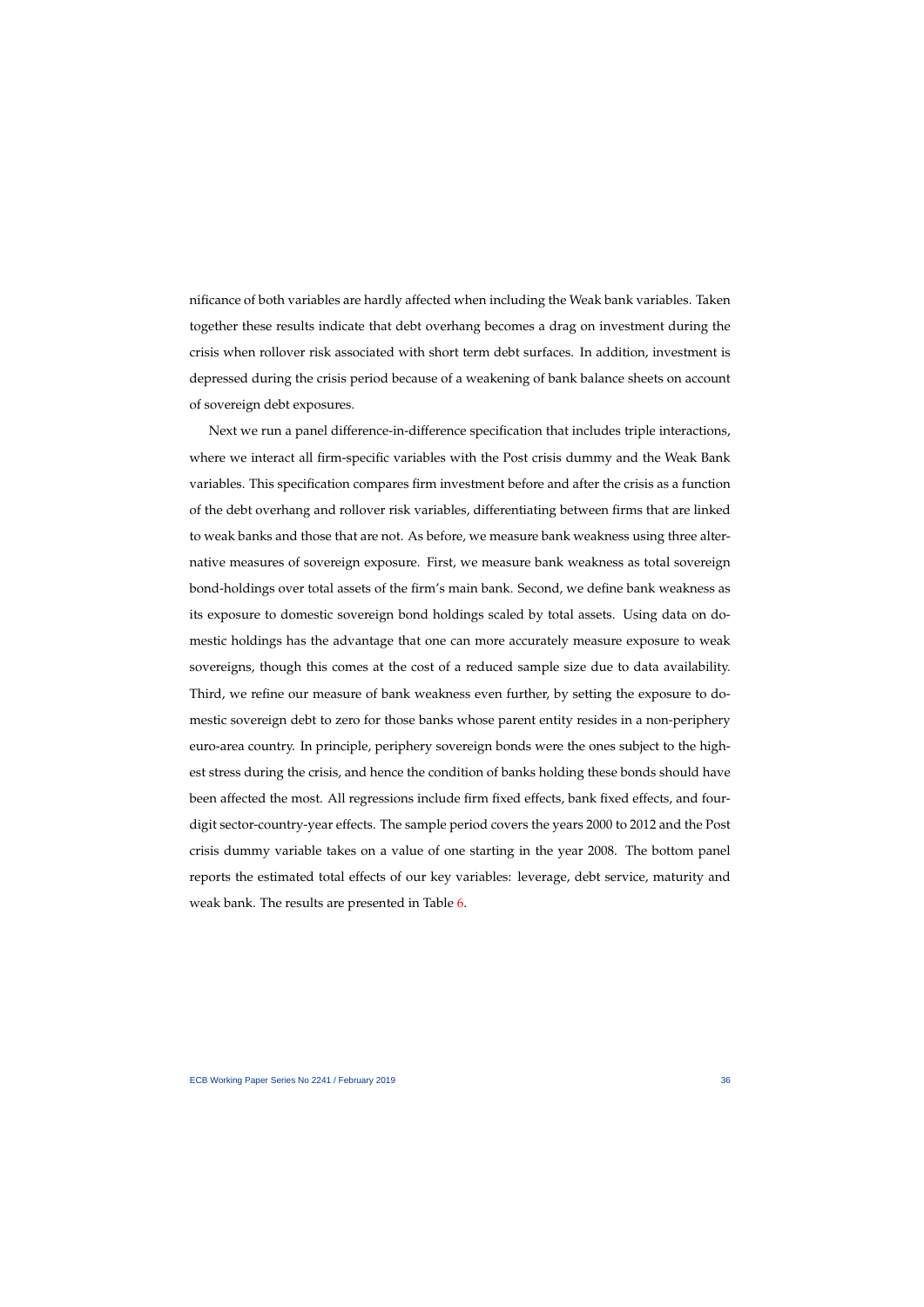nificance of both variables are hardly affected when including the Weak bank variables. Taken together these results indicate that debt overhang becomes a drag on investment during the crisis when rollover risk associated with short term debt surfaces. In addition, investment is depressed during the crisis period because of a weakening of bank balance sheets on account of sovereign debt exposures.

Next we run a panel difference-in-difference specification that includes triple interactions, where we interact all firm-specific variables with the Post crisis dummy and the Weak Bank variables. This specification compares firm investment before and after the crisis as a function of the debt overhang and rollover risk variables, differentiating between firms that are linked to weak banks and those that are not. As before, we measure bank weakness using three alternative measures of sovereign exposure. First, we measure bank weakness as total sovereign bond-holdings over total assets of the firm's main bank. Second, we define bank weakness as its exposure to domestic sovereign bond holdings scaled by total assets. Using data on domestic holdings has the advantage that one can more accurately measure exposure to weak sovereigns, though this comes at the cost of a reduced sample size due to data availability. Third, we refine our measure of bank weakness even further, by setting the exposure to domestic sovereign debt to zero for those banks whose parent entity resides in a non-periphery euro-area country. In principle, periphery sovereign bonds were the ones subject to the highest stress during the crisis, and hence the condition of banks holding these bonds should have been affected the most. All regressions include firm fixed effects, bank fixed effects, and four-digit sector-country-year effects. The sample period covers the years 2000 to 2012 and the Post crisis dummy variable takes on a value of one starting in the year 2008. The bottom panel reports the estimated total effects of our key variables: leverage, debt service, maturity and weak bank. The results are presented in Table 6.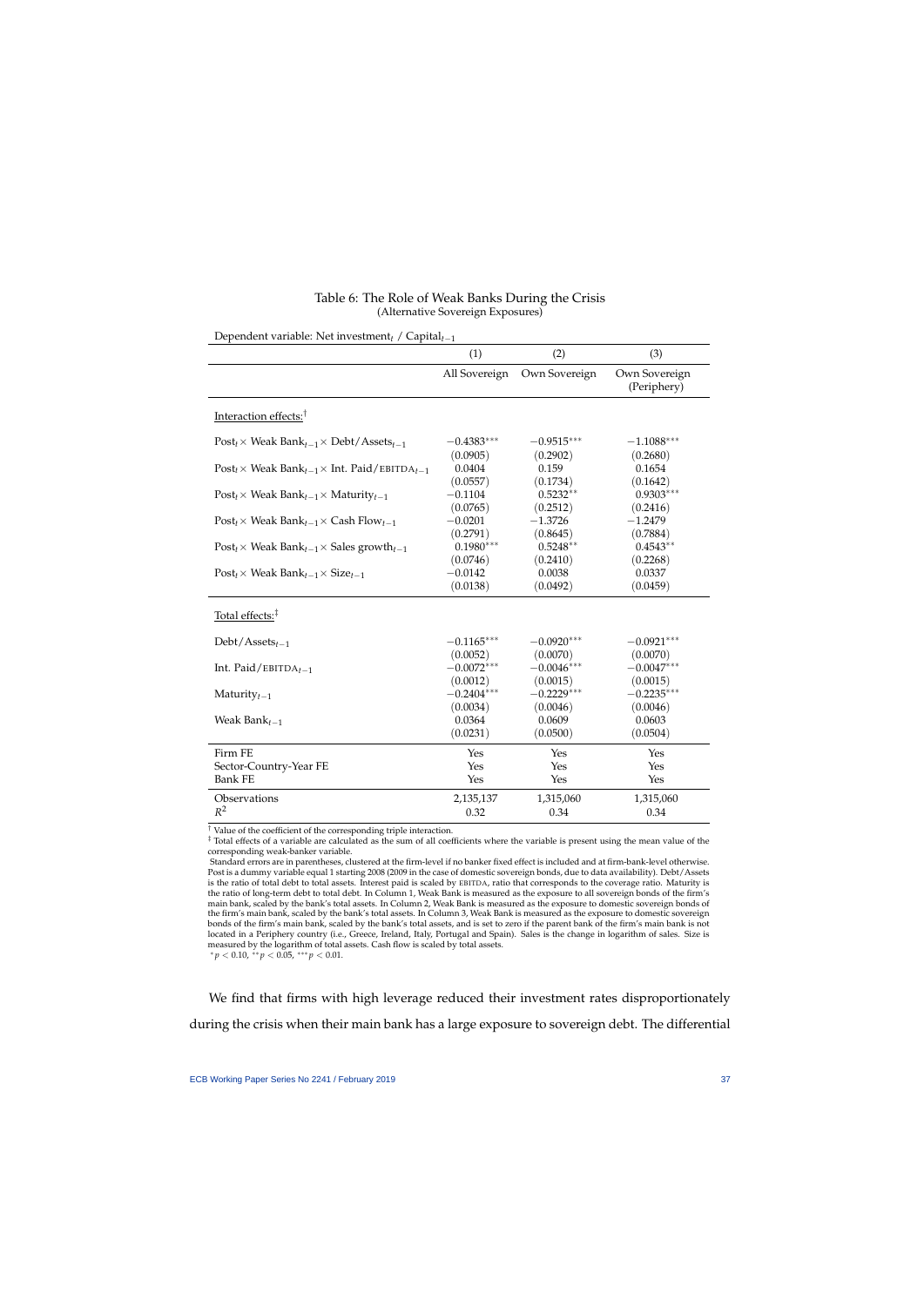Table 6: The Role of Weak Banks During the Crisis
(Alternative Sovereign Exposures)

Dependent variable: Net investment$_t$ / Capital$_{t-1}$

| | (1) | (2) | (3) |
|---|---|---|---|
| | All Sovereign | Own Sovereign | Own Sovereign (Periphery) |
| Interaction effects:[†] | | | |
| Post$_t\times$ Weak Bank$_{t-1}\times$ Debt/Assets$_{t-1}$ | $-0.4383^{***}$ | $-0.9515^{***}$ | $-1.1088^{***}$ |
| | (0.0905) | (0.2902) | (0.2680) |
| Post$_t\times$ Weak Bank$_{t-1}\times$ Int. Paid/EBITDA$_{t-1}$ | 0.0404 | 0.159 | 0.1654 |
| | (0.0557) | (0.1734) | (0.1642) |
| Post$_t\times$ Weak Bank$_{t-1}\times$ Maturity$_{t-1}$ | $-0.1104$ | $0.5232^{**}$ | $0.9303^{***}$ |
| | (0.0765) | (0.2512) | (0.2416) |
| Post$_t\times$ Weak Bank$_{t-1}\times$ Cash Flow$_{t-1}$ | $-0.0201$ | $-1.3726$ | $-1.2479$ |
| | (0.2791) | (0.8645) | (0.7884) |
| Post$_t\times$ Weak Bank$_{t-1}\times$ Sales growth$_{t-1}$ | $0.1980^{***}$ | $0.5248^{**}$ | $0.4543^{**}$ |
| | (0.0746) | (0.2410) | (0.2268) |
| Post$_t\times$ Weak Bank$_{t-1}\times$ Size$_{t-1}$ | $-0.0142$ | 0.0038 | 0.0337 |
| | (0.0138) | (0.0492) | (0.0459) |
| Total effects:[‡] | | | |
| Debt/Assets$_{t-1}$ | $-0.1165^{***}$ | $-0.0920^{***}$ | $-0.0921^{***}$ |
| | (0.0052) | (0.0070) | (0.0070) |
| Int. Paid/EBITDA$_{t-1}$ | $-0.0072^{***}$ | $-0.0046^{***}$ | $-0.0047^{***}$ |
| | (0.0012) | (0.0015) | (0.0015) |
| Maturity$_{t-1}$ | $-0.2404^{***}$ | $-0.2229^{***}$ | $-0.2235^{***}$ |
| | (0.0034) | (0.0046) | (0.0046) |
| Weak Bank$_{t-1}$ | 0.0364 | 0.0609 | 0.0603 |
| | (0.0231) | (0.0500) | (0.0504) |
| Firm FE | Yes | Yes | Yes |
| Sector-Country-Year FE | Yes | Yes | Yes |
| Bank FE | Yes | Yes | Yes |
| Observations | 2,135,137 | 1,315,060 | 1,315,060 |
| $R^2$ | 0.32 | 0.34 | 0.34 |

[†] Value of the coefficient of the corresponding triple interaction.
[‡] Total effects of a variable are calculated as the sum of all coefficients where the variable is present using the mean value of the corresponding weak-banker variable.
Standard errors are in parentheses, clustered at the firm-level if no banker fixed effect is included and at firm-bank-level otherwise. Post is a dummy variable equal 1 starting 2008 (2009 in the case of domestic sovereign bonds, due to data availability). Debt/Assets is the ratio of total debt to total assets. Interest paid is scaled by EBITDA, ratio that corresponds to the coverage ratio. Maturity is the ratio of long-term debt to total debt. In Column 1, Weak Bank is measured as the exposure to all sovereign bonds of the firm's main bank, scaled by the bank's total assets. In Column 2, Weak Bank is measured as the exposure to domestic sovereign bonds of the firm's main bank, scaled by the bank's total assets. In Column 3, Weak Bank is measured as the exposure to domestic sovereign bonds of the firm's main bank, scaled by the bank's total assets, and is set to zero if the parent bank of the firm's main bank is not located in a Periphery country (i.e., Greece, Ireland, Italy, Portugal and Spain). Sales is the change in logarithm of sales. Size is measured by the logarithm of total assets. Cash flow is scaled by total assets.
$^{*}p < 0.10$, $^{**}p < 0.05$, $^{***}p < 0.01$.

We find that firms with high leverage reduced their investment rates disproportionately during the crisis when their main bank has a large exposure to sovereign debt. The differential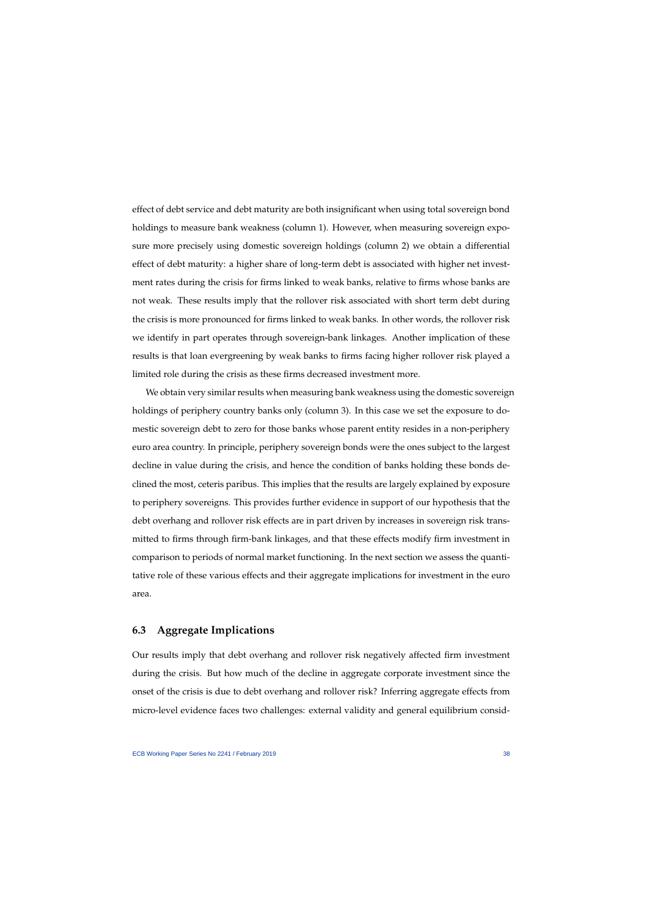effect of debt service and debt maturity are both insignificant when using total sovereign bond holdings to measure bank weakness (column 1). However, when measuring sovereign exposure more precisely using domestic sovereign holdings (column 2) we obtain a differential effect of debt maturity: a higher share of long-term debt is associated with higher net investment rates during the crisis for firms linked to weak banks, relative to firms whose banks are not weak. These results imply that the rollover risk associated with short term debt during the crisis is more pronounced for firms linked to weak banks. In other words, the rollover risk we identify in part operates through sovereign-bank linkages. Another implication of these results is that loan evergreening by weak banks to firms facing higher rollover risk played a limited role during the crisis as these firms decreased investment more.

We obtain very similar results when measuring bank weakness using the domestic sovereign holdings of periphery country banks only (column 3). In this case we set the exposure to domestic sovereign debt to zero for those banks whose parent entity resides in a non-periphery euro area country. In principle, periphery sovereign bonds were the ones subject to the largest decline in value during the crisis, and hence the condition of banks holding these bonds declined the most, ceteris paribus. This implies that the results are largely explained by exposure to periphery sovereigns. This provides further evidence in support of our hypothesis that the debt overhang and rollover risk effects are in part driven by increases in sovereign risk transmitted to firms through firm-bank linkages, and that these effects modify firm investment in comparison to periods of normal market functioning. In the next section we assess the quantitative role of these various effects and their aggregate implications for investment in the euro area.

### 6.3 Aggregate Implications

Our results imply that debt overhang and rollover risk negatively affected firm investment during the crisis. But how much of the decline in aggregate corporate investment since the onset of the crisis is due to debt overhang and rollover risk? Inferring aggregate effects from micro-level evidence faces two challenges: external validity and general equilibrium consid-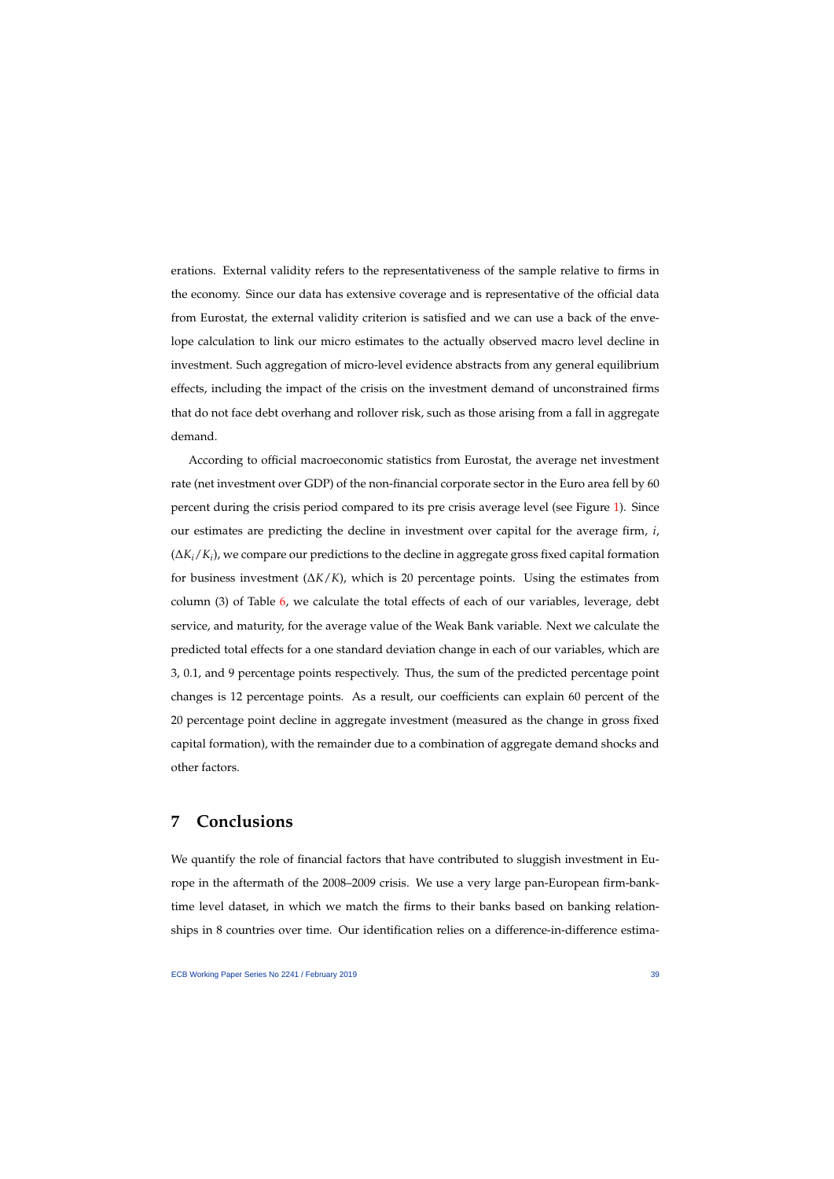erations. External validity refers to the representativeness of the sample relative to firms in the economy. Since our data has extensive coverage and is representative of the official data from Eurostat, the external validity criterion is satisfied and we can use a back of the envelope calculation to link our micro estimates to the actually observed macro level decline in investment. Such aggregation of micro-level evidence abstracts from any general equilibrium effects, including the impact of the crisis on the investment demand of unconstrained firms that do not face debt overhang and rollover risk, such as those arising from a fall in aggregate demand.

According to official macroeconomic statistics from Eurostat, the average net investment rate (net investment over GDP) of the non-financial corporate sector in the Euro area fell by 60 percent during the crisis period compared to its pre crisis average level (see Figure 1). Since our estimates are predicting the decline in investment over capital for the average firm, $i$, ($\Delta K_i / K_i$), we compare our predictions to the decline in aggregate gross fixed capital formation for business investment ($\Delta K / K$), which is 20 percentage points. Using the estimates from column (3) of Table 6, we calculate the total effects of each of our variables, leverage, debt service, and maturity, for the average value of the Weak Bank variable. Next we calculate the predicted total effects for a one standard deviation change in each of our variables, which are 3, 0.1, and 9 percentage points respectively. Thus, the sum of the predicted percentage point changes is 12 percentage points. As a result, our coefficients can explain 60 percent of the 20 percentage point decline in aggregate investment (measured as the change in gross fixed capital formation), with the remainder due to a combination of aggregate demand shocks and other factors.

# 7 Conclusions

We quantify the role of financial factors that have contributed to sluggish investment in Europe in the aftermath of the 2008–2009 crisis. We use a very large pan-European firm-bank-time level dataset, in which we match the firms to their banks based on banking relationships in 8 countries over time. Our identification relies on a difference-in-difference estima-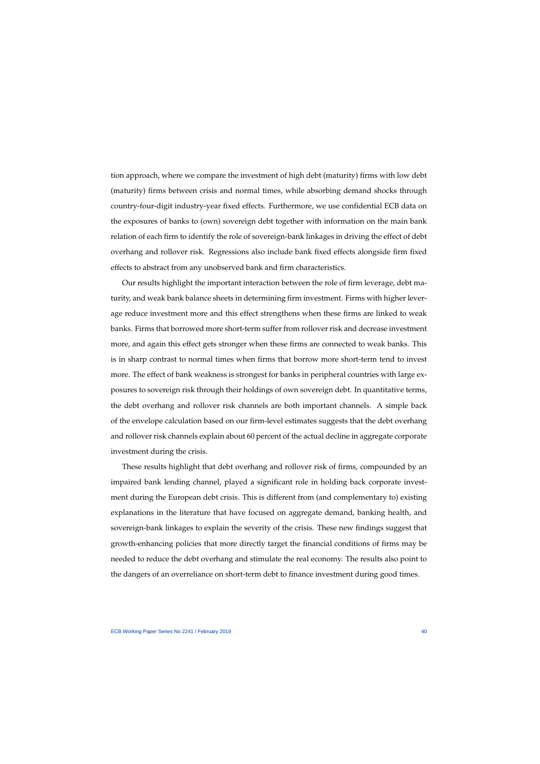tion approach, where we compare the investment of high debt (maturity) firms with low debt (maturity) firms between crisis and normal times, while absorbing demand shocks through country-four-digit industry-year fixed effects. Furthermore, we use confidential ECB data on the exposures of banks to (own) sovereign debt together with information on the main bank relation of each firm to identify the role of sovereign-bank linkages in driving the effect of debt overhang and rollover risk. Regressions also include bank fixed effects alongside firm fixed effects to abstract from any unobserved bank and firm characteristics.

Our results highlight the important interaction between the role of firm leverage, debt maturity, and weak bank balance sheets in determining firm investment. Firms with higher leverage reduce investment more and this effect strengthens when these firms are linked to weak banks. Firms that borrowed more short-term suffer from rollover risk and decrease investment more, and again this effect gets stronger when these firms are connected to weak banks. This is in sharp contrast to normal times when firms that borrow more short-term tend to invest more. The effect of bank weakness is strongest for banks in peripheral countries with large exposures to sovereign risk through their holdings of own sovereign debt. In quantitative terms, the debt overhang and rollover risk channels are both important channels. A simple back of the envelope calculation based on our firm-level estimates suggests that the debt overhang and rollover risk channels explain about 60 percent of the actual decline in aggregate corporate investment during the crisis.

These results highlight that debt overhang and rollover risk of firms, compounded by an impaired bank lending channel, played a significant role in holding back corporate investment during the European debt crisis. This is different from (and complementary to) existing explanations in the literature that have focused on aggregate demand, banking health, and sovereign-bank linkages to explain the severity of the crisis. These new findings suggest that growth-enhancing policies that more directly target the financial conditions of firms may be needed to reduce the debt overhang and stimulate the real economy. The results also point to the dangers of an overreliance on short-term debt to finance investment during good times.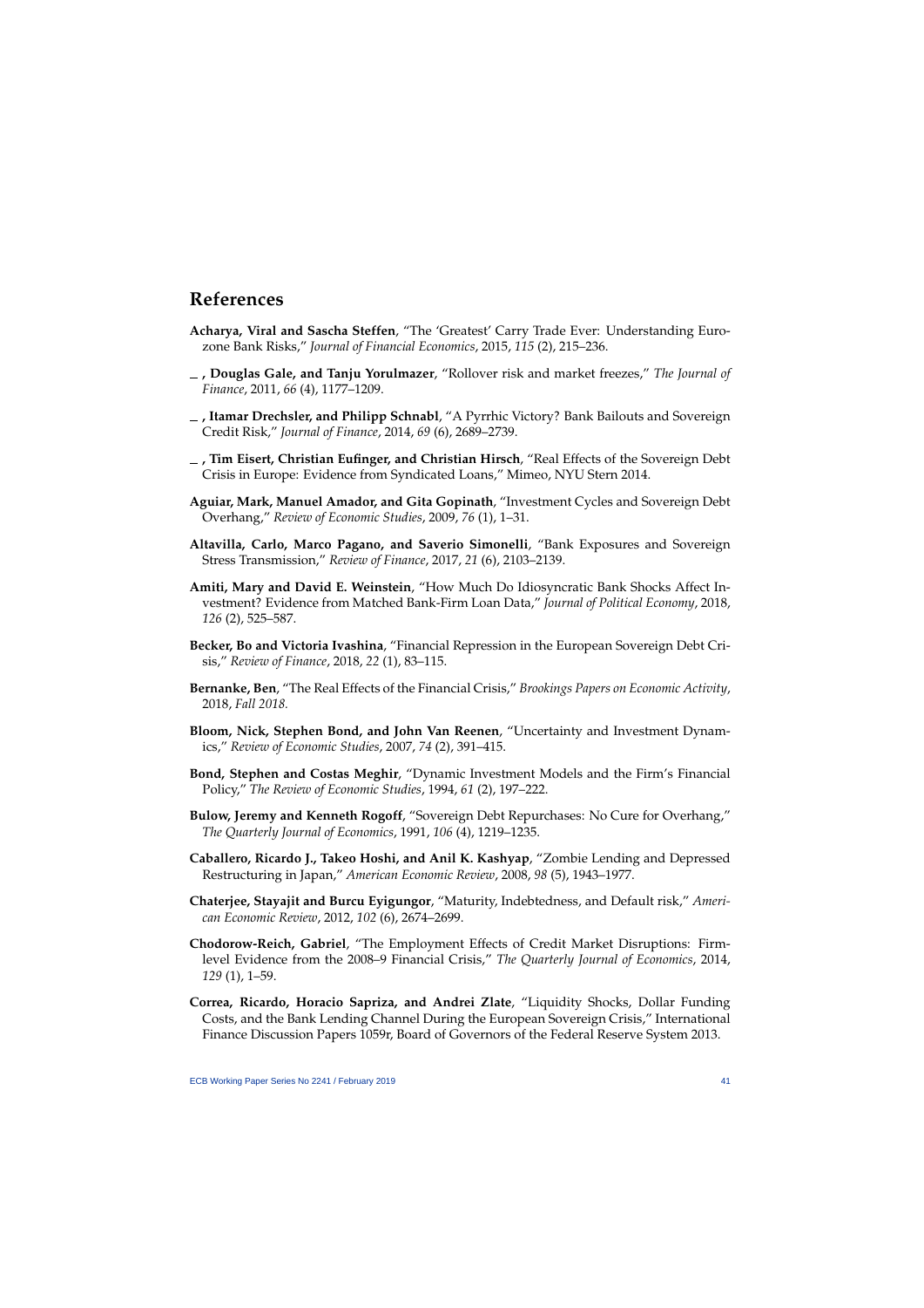## References

**Acharya, Viral and Sascha Steffen**, "The 'Greatest' Carry Trade Ever: Understanding Eurozone Bank Risks," *Journal of Financial Economics*, 2015, *115* (2), 215–236.

**\_ , Douglas Gale, and Tanju Yorulmazer**, "Rollover risk and market freezes," *The Journal of Finance*, 2011, *66* (4), 1177–1209.

**\_ , Itamar Drechsler, and Philipp Schnabl**, "A Pyrrhic Victory? Bank Bailouts and Sovereign Credit Risk," *Journal of Finance*, 2014, *69* (6), 2689–2739.

**\_ , Tim Eisert, Christian Eufinger, and Christian Hirsch**, "Real Effects of the Sovereign Debt Crisis in Europe: Evidence from Syndicated Loans," Mimeo, NYU Stern 2014.

**Aguiar, Mark, Manuel Amador, and Gita Gopinath**, "Investment Cycles and Sovereign Debt Overhang," *Review of Economic Studies*, 2009, *76* (1), 1–31.

**Altavilla, Carlo, Marco Pagano, and Saverio Simonelli**, "Bank Exposures and Sovereign Stress Transmission," *Review of Finance*, 2017, *21* (6), 2103–2139.

**Amiti, Mary and David E. Weinstein**, "How Much Do Idiosyncratic Bank Shocks Affect Investment? Evidence from Matched Bank-Firm Loan Data," *Journal of Political Economy*, 2018, *126* (2), 525–587.

**Becker, Bo and Victoria Ivashina**, "Financial Repression in the European Sovereign Debt Crisis," *Review of Finance*, 2018, *22* (1), 83–115.

**Bernanke, Ben**, "The Real Effects of the Financial Crisis," *Brookings Papers on Economic Activity*, 2018, *Fall 2018.*

**Bloom, Nick, Stephen Bond, and John Van Reenen**, "Uncertainty and Investment Dynamics," *Review of Economic Studies*, 2007, *74* (2), 391–415.

**Bond, Stephen and Costas Meghir**, "Dynamic Investment Models and the Firm's Financial Policy," *The Review of Economic Studies*, 1994, *61* (2), 197–222.

**Bulow, Jeremy and Kenneth Rogoff**, "Sovereign Debt Repurchases: No Cure for Overhang," *The Quarterly Journal of Economics*, 1991, *106* (4), 1219–1235.

**Caballero, Ricardo J., Takeo Hoshi, and Anil K. Kashyap**, "Zombie Lending and Depressed Restructuring in Japan," *American Economic Review*, 2008, *98* (5), 1943–1977.

**Chaterjee, Stayajit and Burcu Eyigungor**, "Maturity, Indebtedness, and Default risk," *American Economic Review*, 2012, *102* (6), 2674–2699.

**Chodorow-Reich, Gabriel**, "The Employment Effects of Credit Market Disruptions: Firm-level Evidence from the 2008–9 Financial Crisis," *The Quarterly Journal of Economics*, 2014, *129* (1), 1–59.

**Correa, Ricardo, Horacio Sapriza, and Andrei Zlate**, "Liquidity Shocks, Dollar Funding Costs, and the Bank Lending Channel During the European Sovereign Crisis," International Finance Discussion Papers 1059r, Board of Governors of the Federal Reserve System 2013.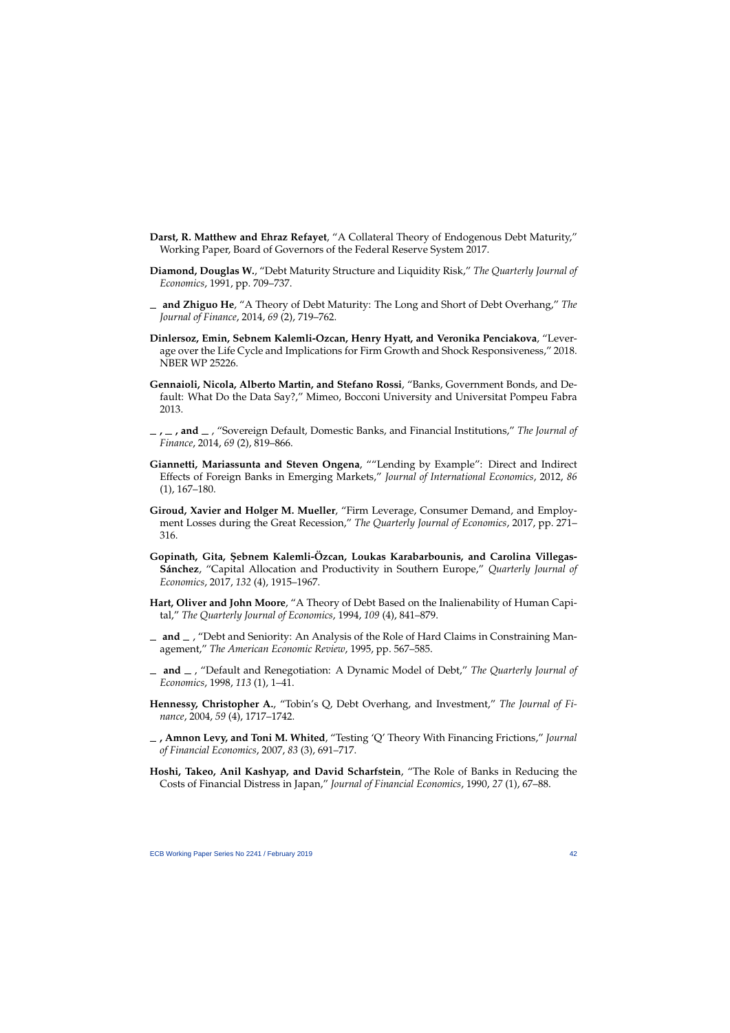**Darst, R. Matthew and Ehraz Refayet**, "A Collateral Theory of Endogenous Debt Maturity," Working Paper, Board of Governors of the Federal Reserve System 2017.

**Diamond, Douglas W.**, "Debt Maturity Structure and Liquidity Risk," *The Quarterly Journal of Economics*, 1991, pp. 709–737.

**_ and Zhiguo He**, "A Theory of Debt Maturity: The Long and Short of Debt Overhang," *The Journal of Finance*, 2014, *69* (2), 719–762.

**Dinlersoz, Emin, Sebnem Kalemli-Ozcan, Henry Hyatt, and Veronika Penciakova**, "Leverage over the Life Cycle and Implications for Firm Growth and Shock Responsiveness," 2018. NBER WP 25226.

**Gennaioli, Nicola, Alberto Martin, and Stefano Rossi**, "Banks, Government Bonds, and Default: What Do the Data Say?," Mimeo, Bocconi University and Universitat Pompeu Fabra 2013.

**_ , _ , and _** , "Sovereign Default, Domestic Banks, and Financial Institutions," *The Journal of Finance*, 2014, *69* (2), 819–866.

**Giannetti, Mariassunta and Steven Ongena**, ""Lending by Example": Direct and Indirect Effects of Foreign Banks in Emerging Markets," *Journal of International Economics*, 2012, *86* (1), 167–180.

**Giroud, Xavier and Holger M. Mueller**, "Firm Leverage, Consumer Demand, and Employment Losses during the Great Recession," *The Quarterly Journal of Economics*, 2017, pp. 271–316.

**Gopinath, Gita, Şebnem Kalemli-Özcan, Loukas Karabarbounis, and Carolina Villegas-Sánchez**, "Capital Allocation and Productivity in Southern Europe," *Quarterly Journal of Economics*, 2017, *132* (4), 1915–1967.

**Hart, Oliver and John Moore**, "A Theory of Debt Based on the Inalienability of Human Capital," *The Quarterly Journal of Economics*, 1994, *109* (4), 841–879.

**_ and _** , "Debt and Seniority: An Analysis of the Role of Hard Claims in Constraining Management," *The American Economic Review*, 1995, pp. 567–585.

**_ and _** , "Default and Renegotiation: A Dynamic Model of Debt," *The Quarterly Journal of Economics*, 1998, *113* (1), 1–41.

**Hennessy, Christopher A.**, "Tobin's Q, Debt Overhang, and Investment," *The Journal of Finance*, 2004, *59* (4), 1717–1742.

**_ , Amnon Levy, and Toni M. Whited**, "Testing 'Q' Theory With Financing Frictions," *Journal of Financial Economics*, 2007, *83* (3), 691–717.

**Hoshi, Takeo, Anil Kashyap, and David Scharfstein**, "The Role of Banks in Reducing the Costs of Financial Distress in Japan," *Journal of Financial Economics*, 1990, *27* (1), 67–88.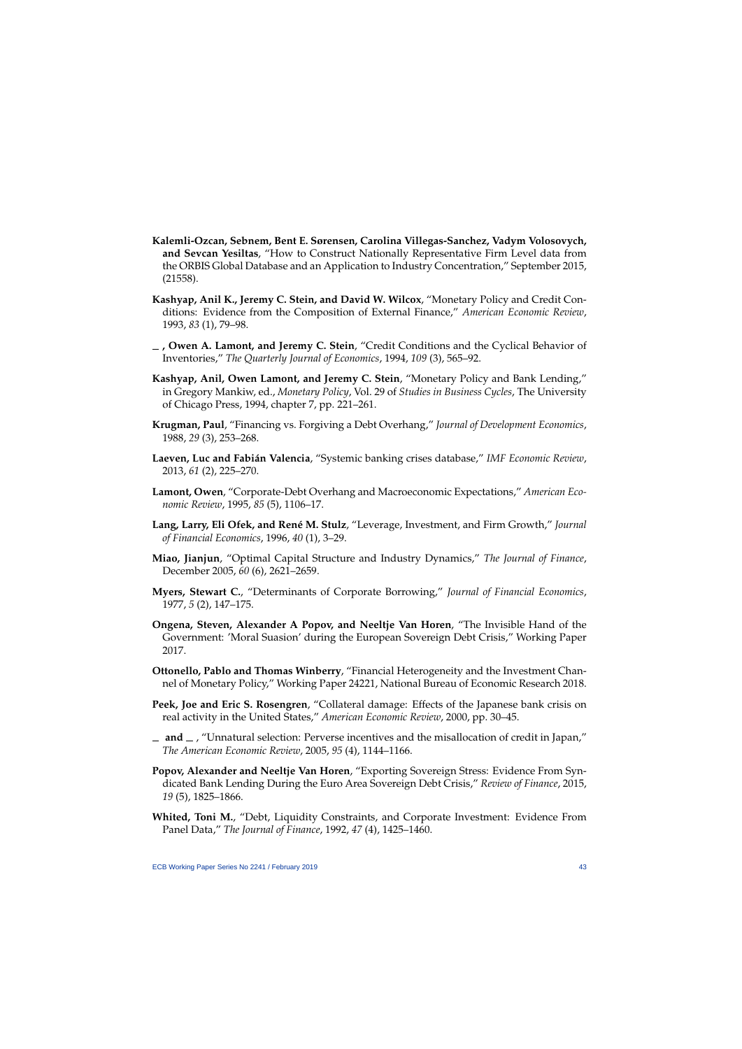**Kalemli-Ozcan, Sebnem, Bent E. Sørensen, Carolina Villegas-Sanchez, Vadym Volosovych, and Sevcan Yesiltas**, "How to Construct Nationally Representative Firm Level data from the ORBIS Global Database and an Application to Industry Concentration," September 2015, (21558).

**Kashyap, Anil K., Jeremy C. Stein, and David W. Wilcox**, "Monetary Policy and Credit Conditions: Evidence from the Composition of External Finance," *American Economic Review*, 1993, *83* (1), 79–98.

**_ , Owen A. Lamont, and Jeremy C. Stein**, "Credit Conditions and the Cyclical Behavior of Inventories," *The Quarterly Journal of Economics*, 1994, *109* (3), 565–92.

**Kashyap, Anil, Owen Lamont, and Jeremy C. Stein**, "Monetary Policy and Bank Lending," in Gregory Mankiw, ed., *Monetary Policy*, Vol. 29 of *Studies in Business Cycles*, The University of Chicago Press, 1994, chapter 7, pp. 221–261.

**Krugman, Paul**, "Financing vs. Forgiving a Debt Overhang," *Journal of Development Economics*, 1988, *29* (3), 253–268.

**Laeven, Luc and Fabián Valencia**, "Systemic banking crises database," *IMF Economic Review*, 2013, *61* (2), 225–270.

**Lamont, Owen**, "Corporate-Debt Overhang and Macroeconomic Expectations," *American Economic Review*, 1995, *85* (5), 1106–17.

**Lang, Larry, Eli Ofek, and René M. Stulz**, "Leverage, Investment, and Firm Growth," *Journal of Financial Economics*, 1996, *40* (1), 3–29.

**Miao, Jianjun**, "Optimal Capital Structure and Industry Dynamics," *The Journal of Finance*, December 2005, *60* (6), 2621–2659.

**Myers, Stewart C.**, "Determinants of Corporate Borrowing," *Journal of Financial Economics*, 1977, *5* (2), 147–175.

**Ongena, Steven, Alexander A Popov, and Neeltje Van Horen**, "The Invisible Hand of the Government: 'Moral Suasion' during the European Sovereign Debt Crisis," Working Paper 2017.

**Ottonello, Pablo and Thomas Winberry**, "Financial Heterogeneity and the Investment Channel of Monetary Policy," Working Paper 24221, National Bureau of Economic Research 2018.

**Peek, Joe and Eric S. Rosengren**, "Collateral damage: Effects of the Japanese bank crisis on real activity in the United States," *American Economic Review*, 2000, pp. 30–45.

**_ and _** , "Unnatural selection: Perverse incentives and the misallocation of credit in Japan," *The American Economic Review*, 2005, *95* (4), 1144–1166.

**Popov, Alexander and Neeltje Van Horen**, "Exporting Sovereign Stress: Evidence From Syndicated Bank Lending During the Euro Area Sovereign Debt Crisis," *Review of Finance*, 2015, *19* (5), 1825–1866.

**Whited, Toni M.**, "Debt, Liquidity Constraints, and Corporate Investment: Evidence From Panel Data," *The Journal of Finance*, 1992, *47* (4), 1425–1460.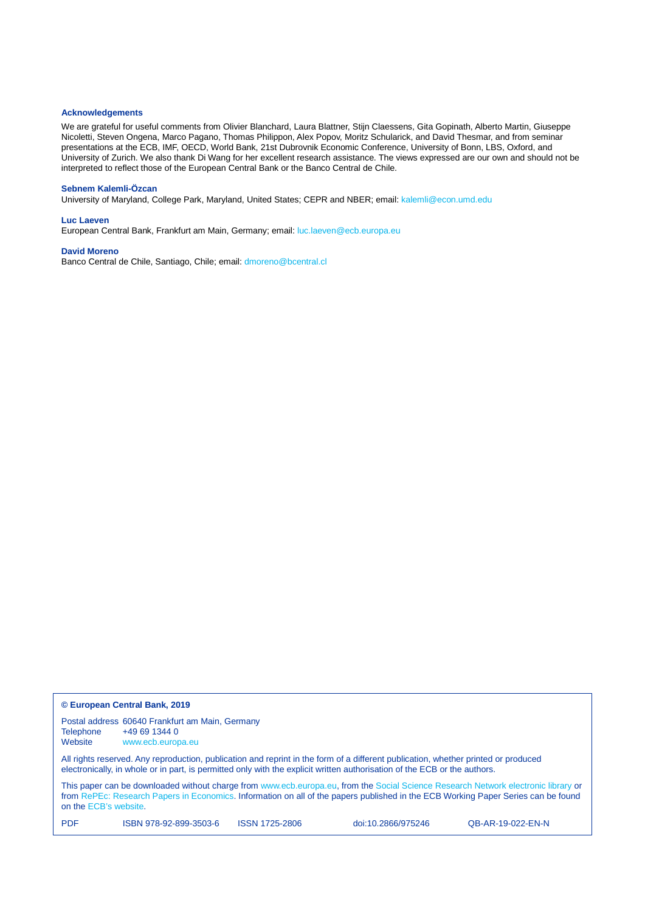**Acknowledgements**

We are grateful for useful comments from Olivier Blanchard, Laura Blattner, Stijn Claessens, Gita Gopinath, Alberto Martin, Giuseppe Nicoletti, Steven Ongena, Marco Pagano, Thomas Philippon, Alex Popov, Moritz Schularick, and David Thesmar, and from seminar presentations at the ECB, IMF, OECD, World Bank, 21st Dubrovnik Economic Conference, University of Bonn, LBS, Oxford, and University of Zurich. We also thank Di Wang for her excellent research assistance. The views expressed are our own and should not be interpreted to reflect those of the European Central Bank or the Banco Central de Chile.

**Sebnem Kalemli-Özcan**
University of Maryland, College Park, Maryland, United States; CEPR and NBER; email: kalemli@econ.umd.edu

**Luc Laeven**
European Central Bank, Frankfurt am Main, Germany; email: luc.laeven@ecb.europa.eu

**David Moreno**
Banco Central de Chile, Santiago, Chile; email: dmoreno@bcentral.cl

**© European Central Bank, 2019**

Postal address 60640 Frankfurt am Main, Germany
Telephone +49 69 1344 0
Website www.ecb.europa.eu

All rights reserved. Any reproduction, publication and reprint in the form of a different publication, whether printed or produced electronically, in whole or in part, is permitted only with the explicit written authorisation of the ECB or the authors.

This paper can be downloaded without charge from www.ecb.europa.eu, from the Social Science Research Network electronic library or from RePEc: Research Papers in Economics. Information on all of the papers published in the ECB Working Paper Series can be found on the ECB's website.

PDF ISBN 978-92-899-3503-6 ISSN 1725-2806 doi:10.2866/975246 QB-AR-19-022-EN-N